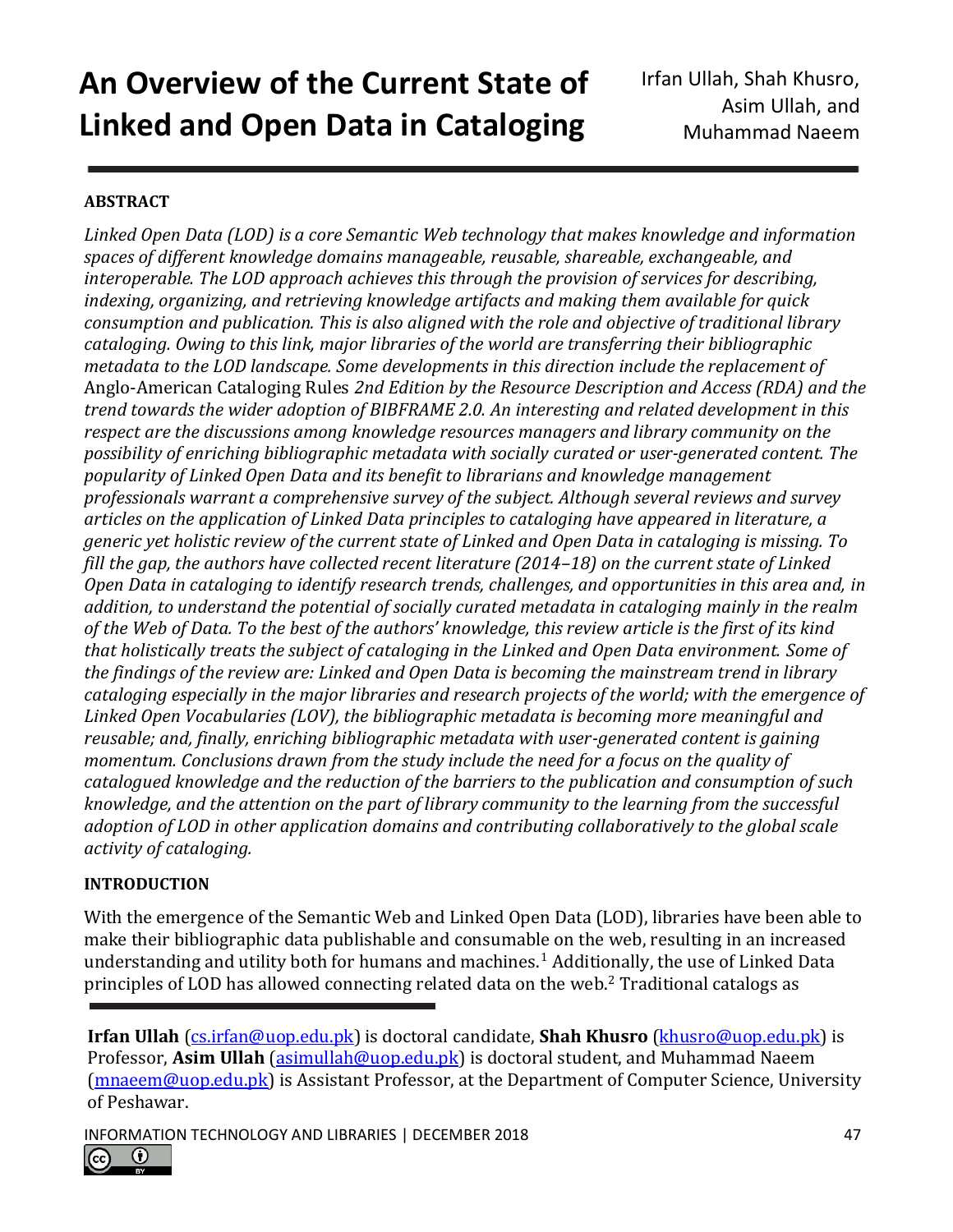# An Overview of the Current State of Linked and Open Data in Cataloging

Irfan Ullah, Shah Khusro, Asim Ullah, and Muhammad Naeem

## ABSTRACT

*Linked Open Data (LOD) is a core Semantic Web technology that makes knowledge and information spaces of different knowledge domains manageable, reusable, shareable, exchangeable, and interoperable. The LOD approach achieves this through the provision of services for describing, indexing, organizing, and retrieving knowledge artifacts and making them available for quick consumption and publication. This is also aligned with the role and objective of traditional library cataloging. Owing to this link, major libraries of the world are transferring their bibliographic metadata to the LOD landscape. Some developments in this direction include the replacement of* Anglo-American Cataloging Rules *2nd Edition by the Resource Description and Access (RDA) and the trend towards the wider adoption of BIBFRAME 2.0. An interesting and related development in this respect are the discussions among knowledge resources managers and library community on the possibility of enriching bibliographic metadata with socially curated or user-generated content. The popularity of Linked Open Data and its benefit to librarians and knowledge management professionals warrant a comprehensive survey of the subject. Although several reviews and survey articles on the application of Linked Data principles to cataloging have appeared in literature, a generic yet holistic review of the current state of Linked and Open Data in cataloging is missing. To fill the gap, the authors have collected recent literature (2014–18) on the current state of Linked Open Data in cataloging to identify research trends, challenges, and opportunities in this area and, in addition, to understand the potential of socially curated metadata in cataloging mainly in the realm of the Web of Data. To the best of the authors' knowledge, this review article is the first of its kind that holistically treats the subject of cataloging in the Linked and Open Data environment. Some of the findings of the review are: Linked and Open Data is becoming the mainstream trend in library cataloging especially in the major libraries and research projects of the world; with the emergence of Linked Open Vocabularies (LOV), the bibliographic metadata is becoming more meaningful and reusable; and, finally, enriching bibliographic metadata with user-generated content is gaining momentum. Conclusions drawn from the study include the need for a focus on the quality of catalogued knowledge and the reduction of the barriers to the publication and consumption of such knowledge, and the attention on the part of library community to the learning from the successful adoption of LOD in other application domains and contributing collaboratively to the global scale activity of cataloging.*

## INTRODUCTION

With the emergence of the Semantic Web and Linked Open Data (LOD), libraries have been able to make their bibliographic data publishable and consumable on the web, resulting in an increased understanding and utility both for humans and machines.[1] Additionally, the use of Linked Data principles of LOD has allowed connecting related data on the web.[2] Traditional catalogs as

---

**Irfan Ullah** (cs.irfan@uop.edu.pk) is doctoral candidate, **Shah Khusro** (khusro@uop.edu.pk) is Professor, **Asim Ullah** (asimullah@uop.edu.pk) is doctoral student, and Muhammad Naeem (mnaeem@uop.edu.pk) is Assistant Professor, at the Department of Computer Science, University of Peshawar.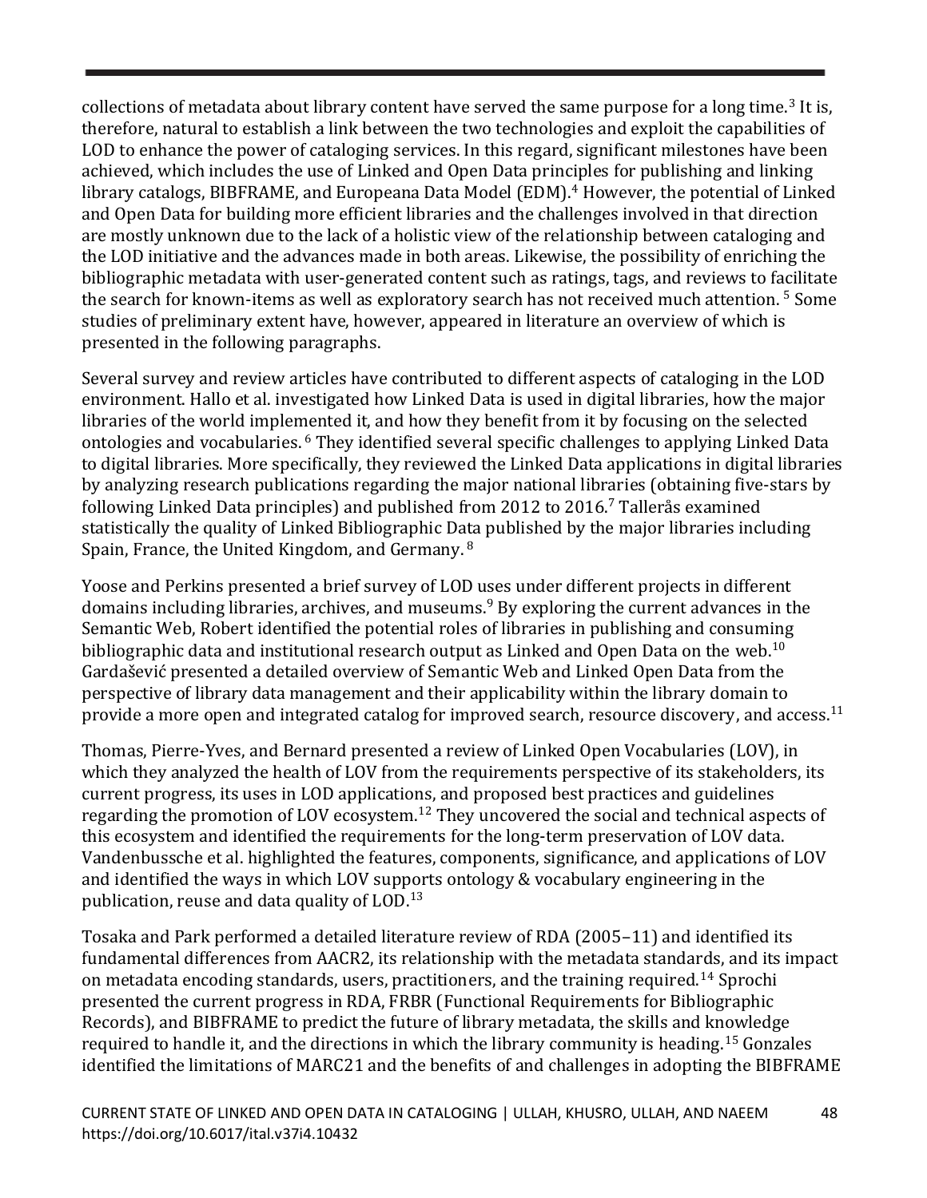collections of metadata about library content have served the same purpose for a long time.[3] It is, therefore, natural to establish a link between the two technologies and exploit the capabilities of LOD to enhance the power of cataloging services. In this regard, significant milestones have been achieved, which includes the use of Linked and Open Data principles for publishing and linking library catalogs, BIBFRAME, and Europeana Data Model (EDM).[4] However, the potential of Linked and Open Data for building more efficient libraries and the challenges involved in that direction are mostly unknown due to the lack of a holistic view of the relationship between cataloging and the LOD initiative and the advances made in both areas. Likewise, the possibility of enriching the bibliographic metadata with user-generated content such as ratings, tags, and reviews to facilitate the search for known-items as well as exploratory search has not received much attention. [5] Some studies of preliminary extent have, however, appeared in literature an overview of which is presented in the following paragraphs.

Several survey and review articles have contributed to different aspects of cataloging in the LOD environment. Hallo et al. investigated how Linked Data is used in digital libraries, how the major libraries of the world implemented it, and how they benefit from it by focusing on the selected ontologies and vocabularies. [6] They identified several specific challenges to applying Linked Data to digital libraries. More specifically, they reviewed the Linked Data applications in digital libraries by analyzing research publications regarding the major national libraries (obtaining five-stars by following Linked Data principles) and published from 2012 to 2016.[7] Tallerås examined statistically the quality of Linked Bibliographic Data published by the major libraries including Spain, France, the United Kingdom, and Germany. [8]

Yoose and Perkins presented a brief survey of LOD uses under different projects in different domains including libraries, archives, and museums.[9] By exploring the current advances in the Semantic Web, Robert identified the potential roles of libraries in publishing and consuming bibliographic data and institutional research output as Linked and Open Data on the web.[10] Gardašević presented a detailed overview of Semantic Web and Linked Open Data from the perspective of library data management and their applicability within the library domain to provide a more open and integrated catalog for improved search, resource discovery, and access.[11]

Thomas, Pierre-Yves, and Bernard presented a review of Linked Open Vocabularies (LOV), in which they analyzed the health of LOV from the requirements perspective of its stakeholders, its current progress, its uses in LOD applications, and proposed best practices and guidelines regarding the promotion of LOV ecosystem.[12] They uncovered the social and technical aspects of this ecosystem and identified the requirements for the long-term preservation of LOV data. Vandenbussche et al. highlighted the features, components, significance, and applications of LOV and identified the ways in which LOV supports ontology & vocabulary engineering in the publication, reuse and data quality of LOD.[13]

Tosaka and Park performed a detailed literature review of RDA (2005–11) and identified its fundamental differences from AACR2, its relationship with the metadata standards, and its impact on metadata encoding standards, users, practitioners, and the training required.[14] Sprochi presented the current progress in RDA, FRBR (Functional Requirements for Bibliographic Records), and BIBFRAME to predict the future of library metadata, the skills and knowledge required to handle it, and the directions in which the library community is heading.[15] Gonzales identified the limitations of MARC21 and the benefits of and challenges in adopting the BIBFRAME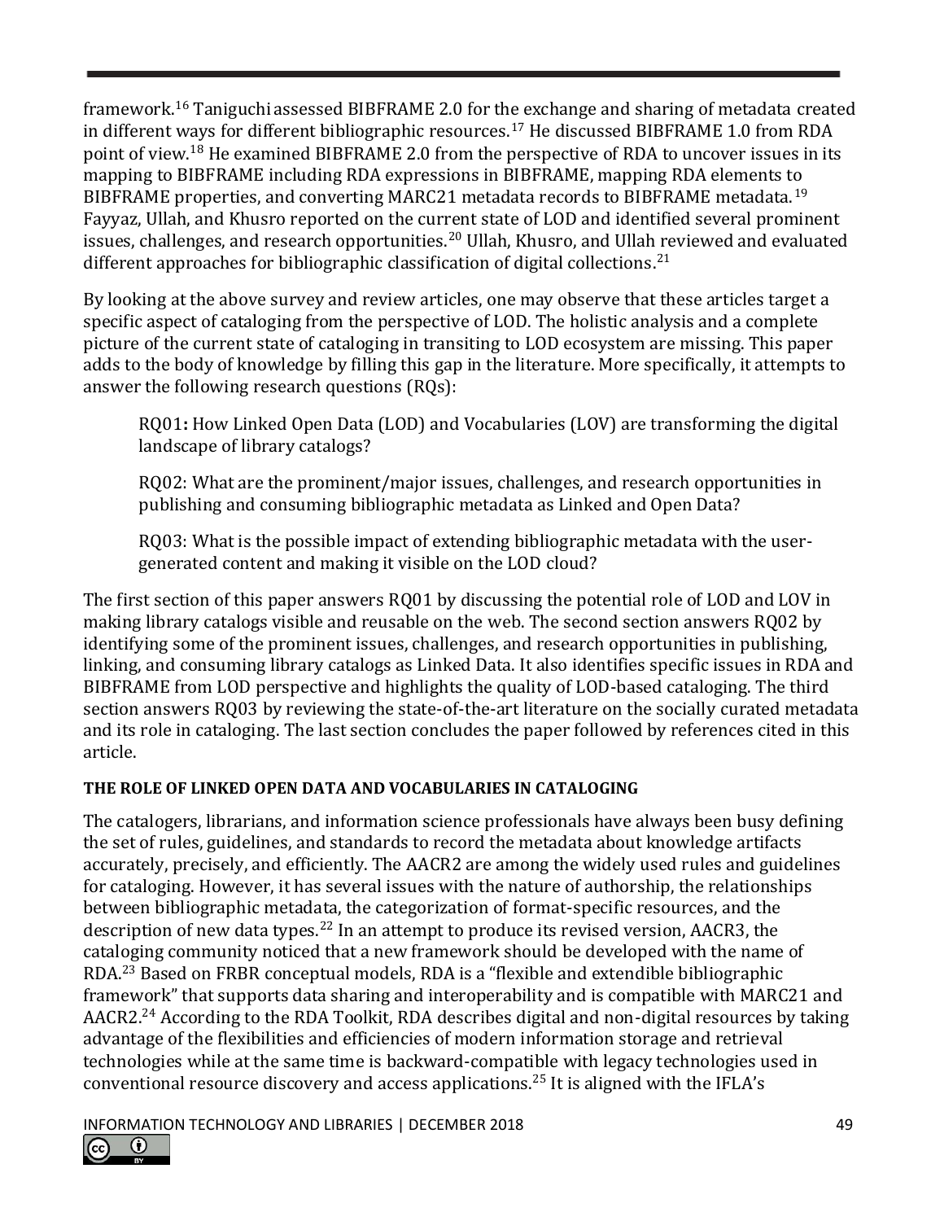framework.[16] Taniguchi assessed BIBFRAME 2.0 for the exchange and sharing of metadata created in different ways for different bibliographic resources.[17] He discussed BIBFRAME 1.0 from RDA point of view.[18] He examined BIBFRAME 2.0 from the perspective of RDA to uncover issues in its mapping to BIBFRAME including RDA expressions in BIBFRAME, mapping RDA elements to BIBFRAME properties, and converting MARC21 metadata records to BIBFRAME metadata.[19] Fayyaz, Ullah, and Khusro reported on the current state of LOD and identified several prominent issues, challenges, and research opportunities.[20] Ullah, Khusro, and Ullah reviewed and evaluated different approaches for bibliographic classification of digital collections.[21]

By looking at the above survey and review articles, one may observe that these articles target a specific aspect of cataloging from the perspective of LOD. The holistic analysis and a complete picture of the current state of cataloging in transiting to LOD ecosystem are missing. This paper adds to the body of knowledge by filling this gap in the literature. More specifically, it attempts to answer the following research questions (RQs):

> RQ01**:** How Linked Open Data (LOD) and Vocabularies (LOV) are transforming the digital landscape of library catalogs?
>
> RQ02: What are the prominent/major issues, challenges, and research opportunities in publishing and consuming bibliographic metadata as Linked and Open Data?
>
> RQ03: What is the possible impact of extending bibliographic metadata with the user-generated content and making it visible on the LOD cloud?

The first section of this paper answers RQ01 by discussing the potential role of LOD and LOV in making library catalogs visible and reusable on the web. The second section answers RQ02 by identifying some of the prominent issues, challenges, and research opportunities in publishing, linking, and consuming library catalogs as Linked Data. It also identifies specific issues in RDA and BIBFRAME from LOD perspective and highlights the quality of LOD-based cataloging. The third section answers RQ03 by reviewing the state-of-the-art literature on the socially curated metadata and its role in cataloging. The last section concludes the paper followed by references cited in this article.

## THE ROLE OF LINKED OPEN DATA AND VOCABULARIES IN CATALOGING

The catalogers, librarians, and information science professionals have always been busy defining the set of rules, guidelines, and standards to record the metadata about knowledge artifacts accurately, precisely, and efficiently. The AACR2 are among the widely used rules and guidelines for cataloging. However, it has several issues with the nature of authorship, the relationships between bibliographic metadata, the categorization of format-specific resources, and the description of new data types.[22] In an attempt to produce its revised version, AACR3, the cataloging community noticed that a new framework should be developed with the name of RDA.[23] Based on FRBR conceptual models, RDA is a "flexible and extendible bibliographic framework" that supports data sharing and interoperability and is compatible with MARC21 and AACR2.[24] According to the RDA Toolkit, RDA describes digital and non-digital resources by taking advantage of the flexibilities and efficiencies of modern information storage and retrieval technologies while at the same time is backward-compatible with legacy technologies used in conventional resource discovery and access applications.[25] It is aligned with the IFLA's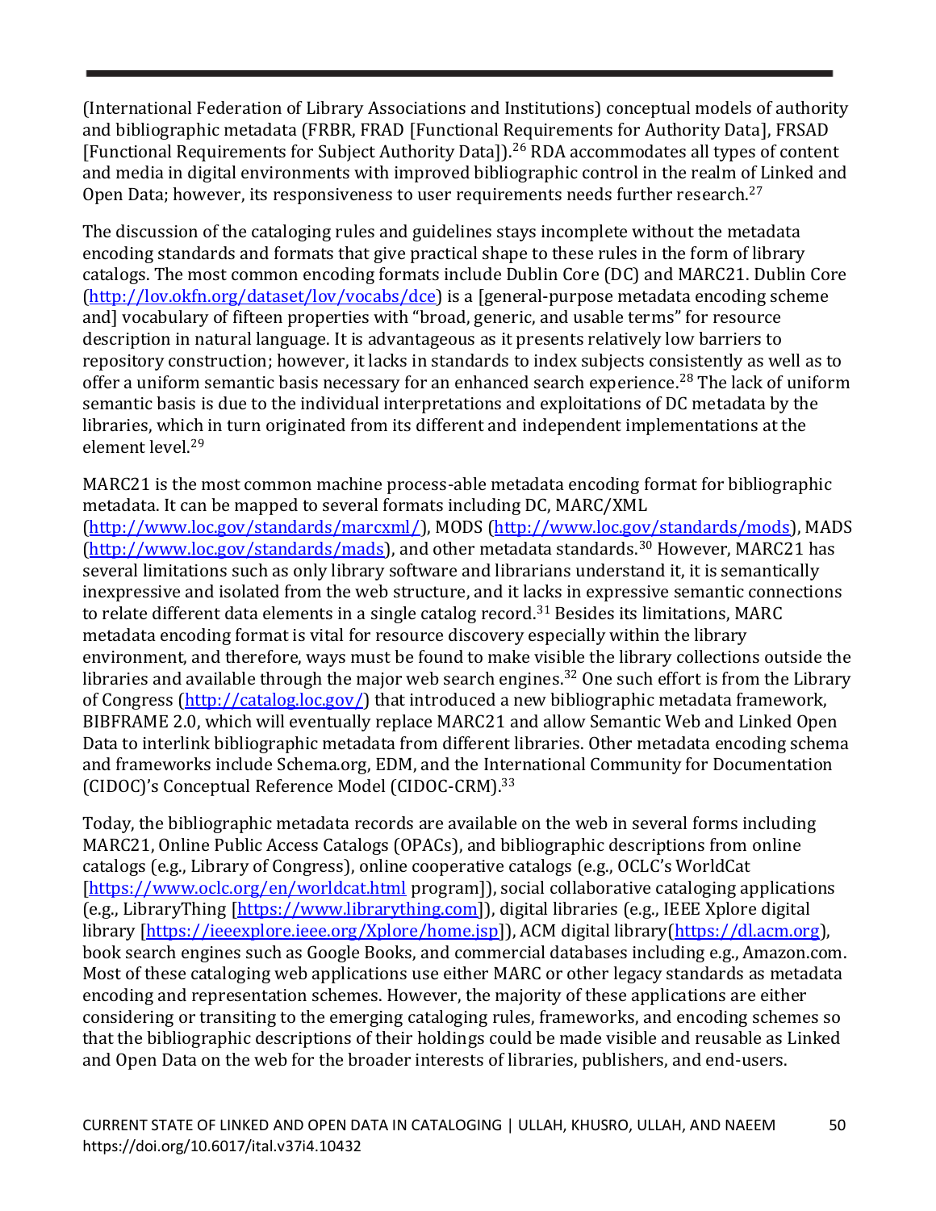(International Federation of Library Associations and Institutions) conceptual models of authority and bibliographic metadata (FRBR, FRAD [Functional Requirements for Authority Data], FRSAD [Functional Requirements for Subject Authority Data]).[26] RDA accommodates all types of content and media in digital environments with improved bibliographic control in the realm of Linked and Open Data; however, its responsiveness to user requirements needs further research.[27]

The discussion of the cataloging rules and guidelines stays incomplete without the metadata encoding standards and formats that give practical shape to these rules in the form of library catalogs. The most common encoding formats include Dublin Core (DC) and MARC21. Dublin Core (http://lov.okfn.org/dataset/lov/vocabs/dce) is a [general-purpose metadata encoding scheme and] vocabulary of fifteen properties with "broad, generic, and usable terms" for resource description in natural language. It is advantageous as it presents relatively low barriers to repository construction; however, it lacks in standards to index subjects consistently as well as to offer a uniform semantic basis necessary for an enhanced search experience.[28] The lack of uniform semantic basis is due to the individual interpretations and exploitations of DC metadata by the libraries, which in turn originated from its different and independent implementations at the element level.[29]

MARC21 is the most common machine process-able metadata encoding format for bibliographic metadata. It can be mapped to several formats including DC, MARC/XML (http://www.loc.gov/standards/marcxml/), MODS (http://www.loc.gov/standards/mods), MADS (http://www.loc.gov/standards/mads), and other metadata standards.[30] However, MARC21 has several limitations such as only library software and librarians understand it, it is semantically inexpressive and isolated from the web structure, and it lacks in expressive semantic connections to relate different data elements in a single catalog record.[31] Besides its limitations, MARC metadata encoding format is vital for resource discovery especially within the library environment, and therefore, ways must be found to make visible the library collections outside the libraries and available through the major web search engines.[32] One such effort is from the Library of Congress (http://catalog.loc.gov/) that introduced a new bibliographic metadata framework, BIBFRAME 2.0, which will eventually replace MARC21 and allow Semantic Web and Linked Open Data to interlink bibliographic metadata from different libraries. Other metadata encoding schema and frameworks include Schema.org, EDM, and the International Community for Documentation (CIDOC)'s Conceptual Reference Model (CIDOC-CRM).[33]

Today, the bibliographic metadata records are available on the web in several forms including MARC21, Online Public Access Catalogs (OPACs), and bibliographic descriptions from online catalogs (e.g., Library of Congress), online cooperative catalogs (e.g., OCLC's WorldCat [https://www.oclc.org/en/worldcat.html program]), social collaborative cataloging applications (e.g., LibraryThing [https://www.librarything.com]), digital libraries (e.g., IEEE Xplore digital library [https://ieeexplore.ieee.org/Xplore/home.jsp]), ACM digital library(https://dl.acm.org), book search engines such as Google Books, and commercial databases including e.g., Amazon.com. Most of these cataloging web applications use either MARC or other legacy standards as metadata encoding and representation schemes. However, the majority of these applications are either considering or transiting to the emerging cataloging rules, frameworks, and encoding schemes so that the bibliographic descriptions of their holdings could be made visible and reusable as Linked and Open Data on the web for the broader interests of libraries, publishers, and end-users.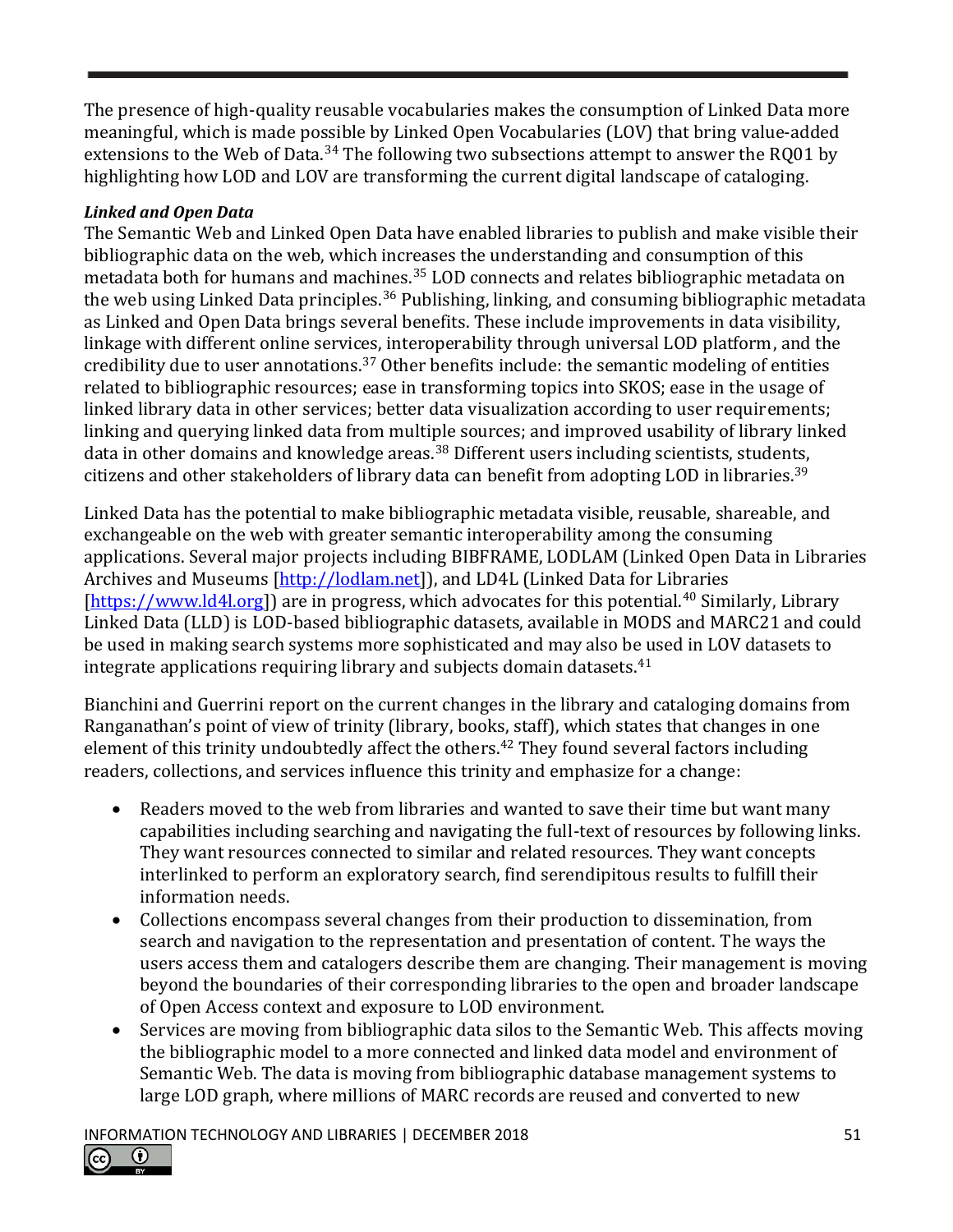The presence of high-quality reusable vocabularies makes the consumption of Linked Data more meaningful, which is made possible by Linked Open Vocabularies (LOV) that bring value-added extensions to the Web of Data.[34] The following two subsections attempt to answer the RQ01 by highlighting how LOD and LOV are transforming the current digital landscape of cataloging.

***Linked and Open Data***

The Semantic Web and Linked Open Data have enabled libraries to publish and make visible their bibliographic data on the web, which increases the understanding and consumption of this metadata both for humans and machines.[35] LOD connects and relates bibliographic metadata on the web using Linked Data principles.[36] Publishing, linking, and consuming bibliographic metadata as Linked and Open Data brings several benefits. These include improvements in data visibility, linkage with different online services, interoperability through universal LOD platform, and the credibility due to user annotations.[37] Other benefits include: the semantic modeling of entities related to bibliographic resources; ease in transforming topics into SKOS; ease in the usage of linked library data in other services; better data visualization according to user requirements; linking and querying linked data from multiple sources; and improved usability of library linked data in other domains and knowledge areas.[38] Different users including scientists, students, citizens and other stakeholders of library data can benefit from adopting LOD in libraries.[39]

Linked Data has the potential to make bibliographic metadata visible, reusable, shareable, and exchangeable on the web with greater semantic interoperability among the consuming applications. Several major projects including BIBFRAME, LODLAM (Linked Open Data in Libraries Archives and Museums [http://lodlam.net]), and LD4L (Linked Data for Libraries [https://www.ld4l.org]) are in progress, which advocates for this potential.[40] Similarly, Library Linked Data (LLD) is LOD-based bibliographic datasets, available in MODS and MARC21 and could be used in making search systems more sophisticated and may also be used in LOV datasets to integrate applications requiring library and subjects domain datasets.[41]

Bianchini and Guerrini report on the current changes in the library and cataloging domains from Ranganathan's point of view of trinity (library, books, staff), which states that changes in one element of this trinity undoubtedly affect the others.[42] They found several factors including readers, collections, and services influence this trinity and emphasize for a change:

- Readers moved to the web from libraries and wanted to save their time but want many capabilities including searching and navigating the full-text of resources by following links. They want resources connected to similar and related resources. They want concepts interlinked to perform an exploratory search, find serendipitous results to fulfill their information needs.
- Collections encompass several changes from their production to dissemination, from search and navigation to the representation and presentation of content. The ways the users access them and catalogers describe them are changing. Their management is moving beyond the boundaries of their corresponding libraries to the open and broader landscape of Open Access context and exposure to LOD environment.
- Services are moving from bibliographic data silos to the Semantic Web. This affects moving the bibliographic model to a more connected and linked data model and environment of Semantic Web. The data is moving from bibliographic database management systems to large LOD graph, where millions of MARC records are reused and converted to new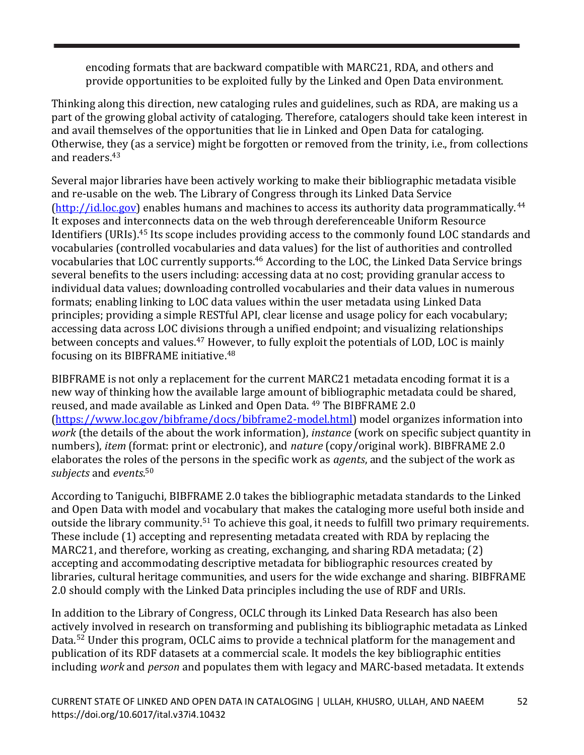encoding formats that are backward compatible with MARC21, RDA, and others and provide opportunities to be exploited fully by the Linked and Open Data environment.

Thinking along this direction, new cataloging rules and guidelines, such as RDA, are making us a part of the growing global activity of cataloging. Therefore, catalogers should take keen interest in and avail themselves of the opportunities that lie in Linked and Open Data for cataloging. Otherwise, they (as a service) might be forgotten or removed from the trinity, i.e., from collections and readers.[43]

Several major libraries have been actively working to make their bibliographic metadata visible and re-usable on the web. The Library of Congress through its Linked Data Service (http://id.loc.gov) enables humans and machines to access its authority data programmatically.[44] It exposes and interconnects data on the web through dereferenceable Uniform Resource Identifiers (URIs).[45] Its scope includes providing access to the commonly found LOC standards and vocabularies (controlled vocabularies and data values) for the list of authorities and controlled vocabularies that LOC currently supports.[46] According to the LOC, the Linked Data Service brings several benefits to the users including: accessing data at no cost; providing granular access to individual data values; downloading controlled vocabularies and their data values in numerous formats; enabling linking to LOC data values within the user metadata using Linked Data principles; providing a simple RESTful API, clear license and usage policy for each vocabulary; accessing data across LOC divisions through a unified endpoint; and visualizing relationships between concepts and values.[47] However, to fully exploit the potentials of LOD, LOC is mainly focusing on its BIBFRAME initiative.[48]

BIBFRAME is not only a replacement for the current MARC21 metadata encoding format it is a new way of thinking how the available large amount of bibliographic metadata could be shared, reused, and made available as Linked and Open Data.[49] The BIBFRAME 2.0 (https://www.loc.gov/bibframe/docs/bibframe2-model.html) model organizes information into *work* (the details of the about the work information), *instance* (work on specific subject quantity in numbers), *item* (format: print or electronic), and *nature* (copy/original work). BIBFRAME 2.0 elaborates the roles of the persons in the specific work as *agents*, and the subject of the work as *subjects* and *events*.[50]

According to Taniguchi, BIBFRAME 2.0 takes the bibliographic metadata standards to the Linked and Open Data with model and vocabulary that makes the cataloging more useful both inside and outside the library community.[51] To achieve this goal, it needs to fulfill two primary requirements. These include (1) accepting and representing metadata created with RDA by replacing the MARC21, and therefore, working as creating, exchanging, and sharing RDA metadata; (2) accepting and accommodating descriptive metadata for bibliographic resources created by libraries, cultural heritage communities, and users for the wide exchange and sharing. BIBFRAME 2.0 should comply with the Linked Data principles including the use of RDF and URIs.

In addition to the Library of Congress, OCLC through its Linked Data Research has also been actively involved in research on transforming and publishing its bibliographic metadata as Linked Data.[52] Under this program, OCLC aims to provide a technical platform for the management and publication of its RDF datasets at a commercial scale. It models the key bibliographic entities including *work* and *person* and populates them with legacy and MARC-based metadata. It extends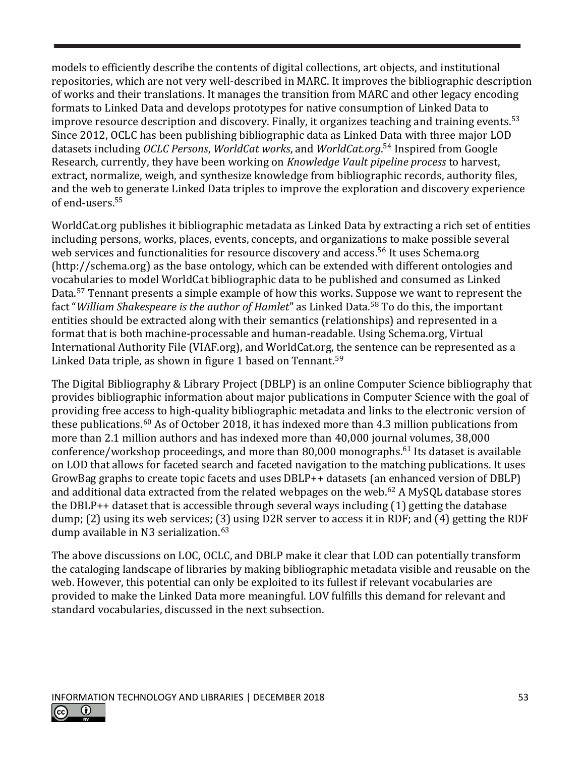models to efficiently describe the contents of digital collections, art objects, and institutional repositories, which are not very well-described in MARC. It improves the bibliographic description of works and their translations. It manages the transition from MARC and other legacy encoding formats to Linked Data and develops prototypes for native consumption of Linked Data to improve resource description and discovery. Finally, it organizes teaching and training events.[53] Since 2012, OCLC has been publishing bibliographic data as Linked Data with three major LOD datasets including *OCLC Persons*, *WorldCat works*, and *WorldCat.org*.[54] Inspired from Google Research, currently, they have been working on *Knowledge Vault pipeline process* to harvest, extract, normalize, weigh, and synthesize knowledge from bibliographic records, authority files, and the web to generate Linked Data triples to improve the exploration and discovery experience of end-users.[55]

WorldCat.org publishes it bibliographic metadata as Linked Data by extracting a rich set of entities including persons, works, places, events, concepts, and organizations to make possible several web services and functionalities for resource discovery and access.[56] It uses Schema.org (http://schema.org) as the base ontology, which can be extended with different ontologies and vocabularies to model WorldCat bibliographic data to be published and consumed as Linked Data.[57] Tennant presents a simple example of how this works. Suppose we want to represent the fact "*William Shakespeare is the author of Hamlet*" as Linked Data.[58] To do this, the important entities should be extracted along with their semantics (relationships) and represented in a format that is both machine-processable and human-readable. Using Schema.org, Virtual International Authority File (VIAF.org), and WorldCat.org, the sentence can be represented as a Linked Data triple, as shown in figure 1 based on Tennant.[59]

The Digital Bibliography & Library Project (DBLP) is an online Computer Science bibliography that provides bibliographic information about major publications in Computer Science with the goal of providing free access to high-quality bibliographic metadata and links to the electronic version of these publications.[60] As of October 2018, it has indexed more than 4.3 million publications from more than 2.1 million authors and has indexed more than 40,000 journal volumes, 38,000 conference/workshop proceedings, and more than 80,000 monographs.[61] Its dataset is available on LOD that allows for faceted search and faceted navigation to the matching publications. It uses GrowBag graphs to create topic facets and uses DBLP++ datasets (an enhanced version of DBLP) and additional data extracted from the related webpages on the web.[62] A MySQL database stores the DBLP++ dataset that is accessible through several ways including (1) getting the database dump; (2) using its web services; (3) using D2R server to access it in RDF; and (4) getting the RDF dump available in N3 serialization.[63]

The above discussions on LOC, OCLC, and DBLP make it clear that LOD can potentially transform the cataloging landscape of libraries by making bibliographic metadata visible and reusable on the web. However, this potential can only be exploited to its fullest if relevant vocabularies are provided to make the Linked Data more meaningful. LOV fulfills this demand for relevant and standard vocabularies, discussed in the next subsection.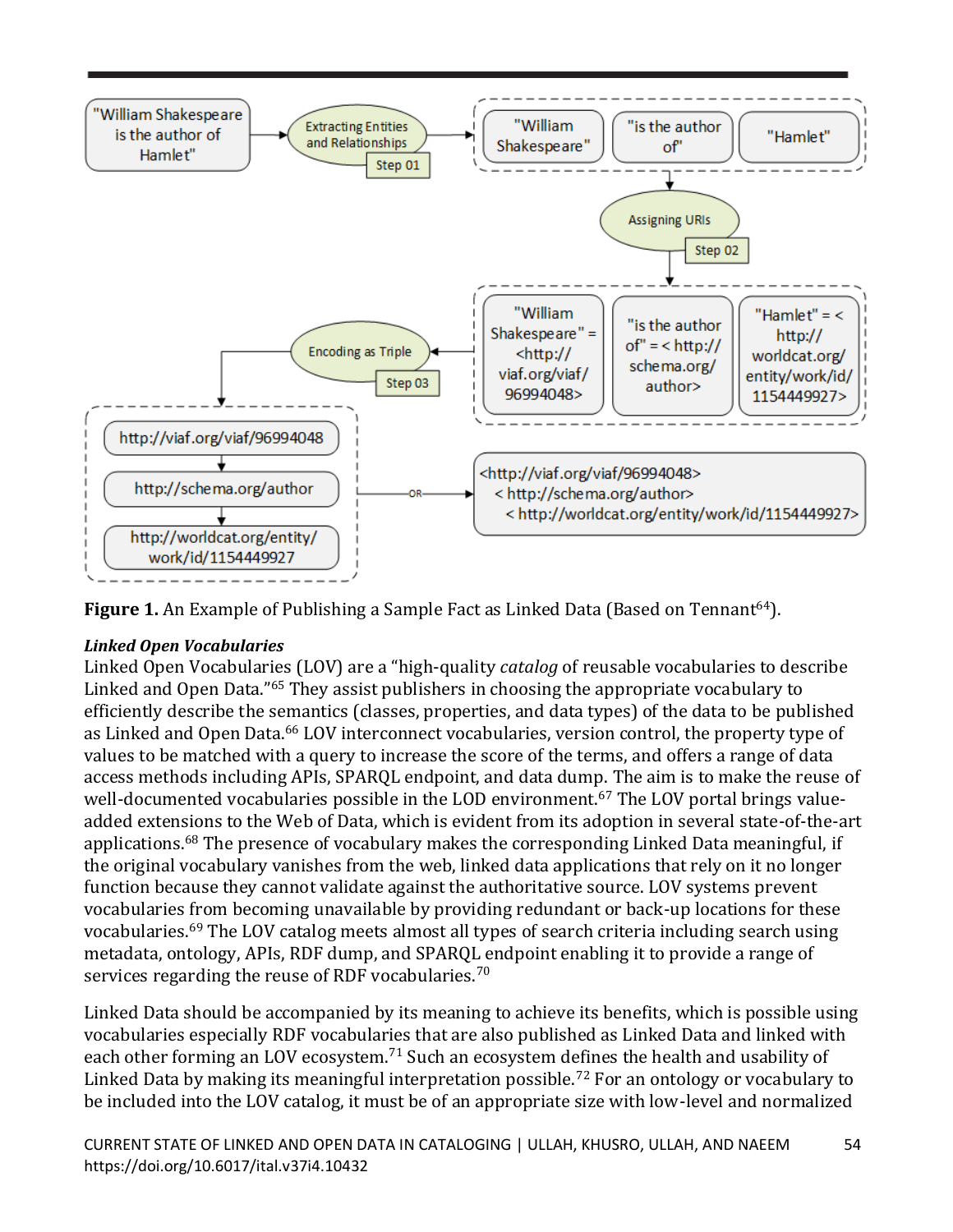Figure 1. An Example of Publishing a Sample Fact as Linked Data (Based on Tennant[64]).

***Linked Open Vocabularies***

Linked Open Vocabularies (LOV) are a "high-quality *catalog* of reusable vocabularies to describe Linked and Open Data."[65] They assist publishers in choosing the appropriate vocabulary to efficiently describe the semantics (classes, properties, and data types) of the data to be published as Linked and Open Data.[66] LOV interconnect vocabularies, version control, the property type of values to be matched with a query to increase the score of the terms, and offers a range of data access methods including APIs, SPARQL endpoint, and data dump. The aim is to make the reuse of well-documented vocabularies possible in the LOD environment.[67] The LOV portal brings value-added extensions to the Web of Data, which is evident from its adoption in several state-of-the-art applications.[68] The presence of vocabulary makes the corresponding Linked Data meaningful, if the original vocabulary vanishes from the web, linked data applications that rely on it no longer function because they cannot validate against the authoritative source. LOV systems prevent vocabularies from becoming unavailable by providing redundant or back-up locations for these vocabularies.[69] The LOV catalog meets almost all types of search criteria including search using metadata, ontology, APIs, RDF dump, and SPARQL endpoint enabling it to provide a range of services regarding the reuse of RDF vocabularies.[70]

Linked Data should be accompanied by its meaning to achieve its benefits, which is possible using vocabularies especially RDF vocabularies that are also published as Linked Data and linked with each other forming an LOV ecosystem.[71] Such an ecosystem defines the health and usability of Linked Data by making its meaningful interpretation possible.[72] For an ontology or vocabulary to be included into the LOV catalog, it must be of an appropriate size with low-level and normalized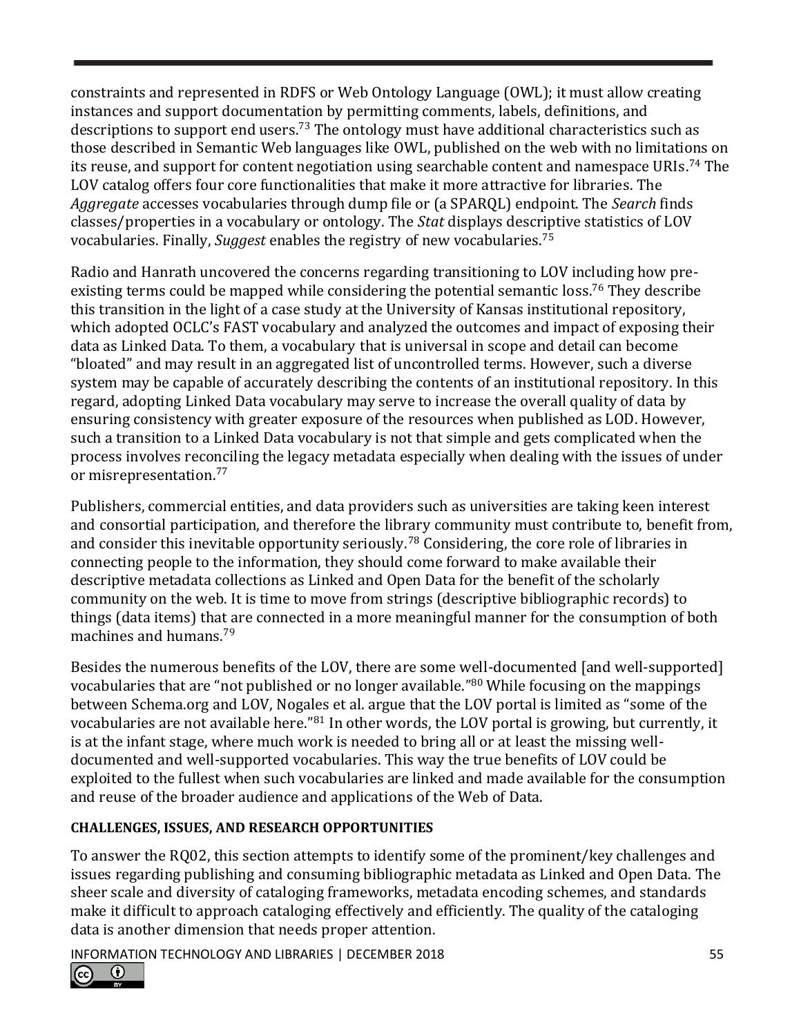constraints and represented in RDFS or Web Ontology Language (OWL); it must allow creating instances and support documentation by permitting comments, labels, definitions, and descriptions to support end users.[73] The ontology must have additional characteristics such as those described in Semantic Web languages like OWL, published on the web with no limitations on its reuse, and support for content negotiation using searchable content and namespace URIs.[74] The LOV catalog offers four core functionalities that make it more attractive for libraries. The *Aggregate* accesses vocabularies through dump file or (a SPARQL) endpoint. The *Search* finds classes/properties in a vocabulary or ontology. The *Stat* displays descriptive statistics of LOV vocabularies. Finally, *Suggest* enables the registry of new vocabularies.[75]

Radio and Hanrath uncovered the concerns regarding transitioning to LOV including how pre-existing terms could be mapped while considering the potential semantic loss.[76] They describe this transition in the light of a case study at the University of Kansas institutional repository, which adopted OCLC's FAST vocabulary and analyzed the outcomes and impact of exposing their data as Linked Data. To them, a vocabulary that is universal in scope and detail can become "bloated" and may result in an aggregated list of uncontrolled terms. However, such a diverse system may be capable of accurately describing the contents of an institutional repository. In this regard, adopting Linked Data vocabulary may serve to increase the overall quality of data by ensuring consistency with greater exposure of the resources when published as LOD. However, such a transition to a Linked Data vocabulary is not that simple and gets complicated when the process involves reconciling the legacy metadata especially when dealing with the issues of under or misrepresentation.[77]

Publishers, commercial entities, and data providers such as universities are taking keen interest and consortial participation, and therefore the library community must contribute to, benefit from, and consider this inevitable opportunity seriously.[78] Considering, the core role of libraries in connecting people to the information, they should come forward to make available their descriptive metadata collections as Linked and Open Data for the benefit of the scholarly community on the web. It is time to move from strings (descriptive bibliographic records) to things (data items) that are connected in a more meaningful manner for the consumption of both machines and humans.[79]

Besides the numerous benefits of the LOV, there are some well-documented [and well-supported] vocabularies that are "not published or no longer available."[80] While focusing on the mappings between Schema.org and LOV, Nogales et al. argue that the LOV portal is limited as "some of the vocabularies are not available here."[81] In other words, the LOV portal is growing, but currently, it is at the infant stage, where much work is needed to bring all or at least the missing well-documented and well-supported vocabularies. This way the true benefits of LOV could be exploited to the fullest when such vocabularies are linked and made available for the consumption and reuse of the broader audience and applications of the Web of Data.

## CHALLENGES, ISSUES, AND RESEARCH OPPORTUNITIES

To answer the RQ02, this section attempts to identify some of the prominent/key challenges and issues regarding publishing and consuming bibliographic metadata as Linked and Open Data. The sheer scale and diversity of cataloging frameworks, metadata encoding schemes, and standards make it difficult to approach cataloging effectively and efficiently. The quality of the cataloging data is another dimension that needs proper attention.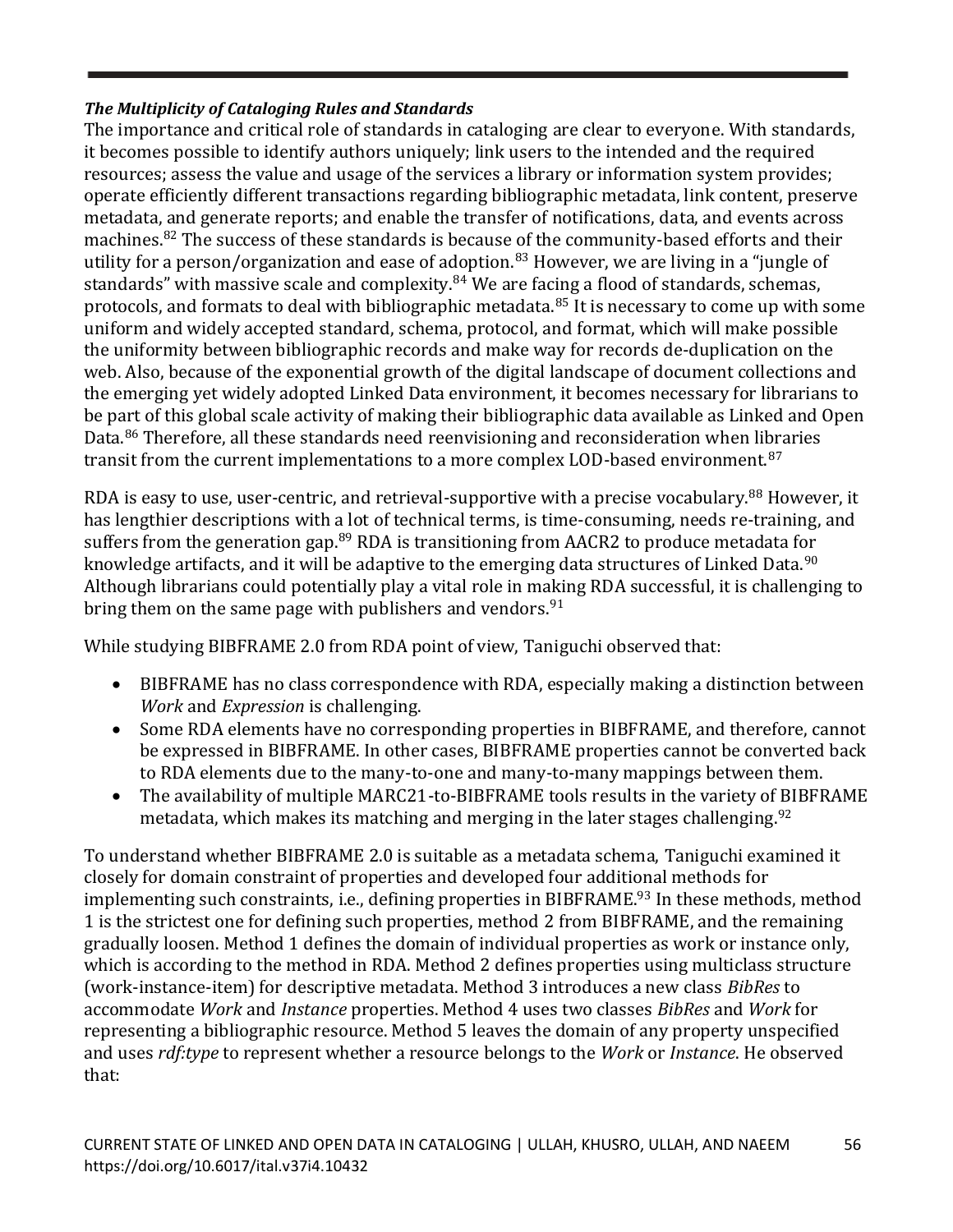### *The Multiplicity of Cataloging Rules and Standards*

The importance and critical role of standards in cataloging are clear to everyone. With standards, it becomes possible to identify authors uniquely; link users to the intended and the required resources; assess the value and usage of the services a library or information system provides; operate efficiently different transactions regarding bibliographic metadata, link content, preserve metadata, and generate reports; and enable the transfer of notifications, data, and events across machines.[82] The success of these standards is because of the community-based efforts and their utility for a person/organization and ease of adoption.[83] However, we are living in a "jungle of standards" with massive scale and complexity.[84] We are facing a flood of standards, schemas, protocols, and formats to deal with bibliographic metadata.[85] It is necessary to come up with some uniform and widely accepted standard, schema, protocol, and format, which will make possible the uniformity between bibliographic records and make way for records de-duplication on the web. Also, because of the exponential growth of the digital landscape of document collections and the emerging yet widely adopted Linked Data environment, it becomes necessary for librarians to be part of this global scale activity of making their bibliographic data available as Linked and Open Data.[86] Therefore, all these standards need reenvisioning and reconsideration when libraries transit from the current implementations to a more complex LOD-based environment.[87]

RDA is easy to use, user-centric, and retrieval-supportive with a precise vocabulary.[88] However, it has lengthier descriptions with a lot of technical terms, is time-consuming, needs re-training, and suffers from the generation gap.[89] RDA is transitioning from AACR2 to produce metadata for knowledge artifacts, and it will be adaptive to the emerging data structures of Linked Data.[90] Although librarians could potentially play a vital role in making RDA successful, it is challenging to bring them on the same page with publishers and vendors.[91]

While studying BIBFRAME 2.0 from RDA point of view, Taniguchi observed that:

- BIBFRAME has no class correspondence with RDA, especially making a distinction between *Work* and *Expression* is challenging.
- Some RDA elements have no corresponding properties in BIBFRAME, and therefore, cannot be expressed in BIBFRAME. In other cases, BIBFRAME properties cannot be converted back to RDA elements due to the many-to-one and many-to-many mappings between them.
- The availability of multiple MARC21-to-BIBFRAME tools results in the variety of BIBFRAME metadata, which makes its matching and merging in the later stages challenging.[92]

To understand whether BIBFRAME 2.0 is suitable as a metadata schema, Taniguchi examined it closely for domain constraint of properties and developed four additional methods for implementing such constraints, i.e., defining properties in BIBFRAME.[93] In these methods, method 1 is the strictest one for defining such properties, method 2 from BIBFRAME, and the remaining gradually loosen. Method 1 defines the domain of individual properties as work or instance only, which is according to the method in RDA. Method 2 defines properties using multiclass structure (work-instance-item) for descriptive metadata. Method 3 introduces a new class *BibRes* to accommodate *Work* and *Instance* properties. Method 4 uses two classes *BibRes* and *Work* for representing a bibliographic resource. Method 5 leaves the domain of any property unspecified and uses *rdf:type* to represent whether a resource belongs to the *Work* or *Instance*. He observed that: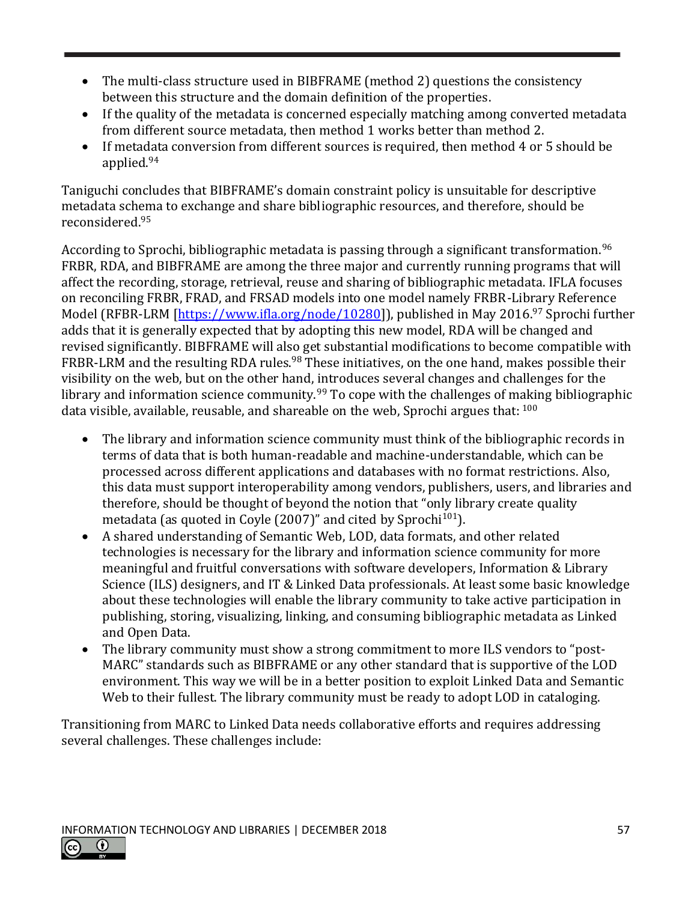- The multi-class structure used in BIBFRAME (method 2) questions the consistency between this structure and the domain definition of the properties.
- If the quality of the metadata is concerned especially matching among converted metadata from different source metadata, then method 1 works better than method 2.
- If metadata conversion from different sources is required, then method 4 or 5 should be applied.[94]

Taniguchi concludes that BIBFRAME's domain constraint policy is unsuitable for descriptive metadata schema to exchange and share bibliographic resources, and therefore, should be reconsidered.[95]

According to Sprochi, bibliographic metadata is passing through a significant transformation.[96] FRBR, RDA, and BIBFRAME are among the three major and currently running programs that will affect the recording, storage, retrieval, reuse and sharing of bibliographic metadata. IFLA focuses on reconciling FRBR, FRAD, and FRSAD models into one model namely FRBR-Library Reference Model (RFBR-LRM [https://www.ifla.org/node/10280]), published in May 2016.[97] Sprochi further adds that it is generally expected that by adopting this new model, RDA will be changed and revised significantly. BIBFRAME will also get substantial modifications to become compatible with FRBR-LRM and the resulting RDA rules.[98] These initiatives, on the one hand, makes possible their visibility on the web, but on the other hand, introduces several changes and challenges for the library and information science community.[99] To cope with the challenges of making bibliographic data visible, available, reusable, and shareable on the web, Sprochi argues that: [100]

- The library and information science community must think of the bibliographic records in terms of data that is both human-readable and machine-understandable, which can be processed across different applications and databases with no format restrictions. Also, this data must support interoperability among vendors, publishers, users, and libraries and therefore, should be thought of beyond the notion that "only library create quality metadata (as quoted in Coyle (2007)" and cited by Sprochi[101]).
- A shared understanding of Semantic Web, LOD, data formats, and other related technologies is necessary for the library and information science community for more meaningful and fruitful conversations with software developers, Information & Library Science (ILS) designers, and IT & Linked Data professionals. At least some basic knowledge about these technologies will enable the library community to take active participation in publishing, storing, visualizing, linking, and consuming bibliographic metadata as Linked and Open Data.
- The library community must show a strong commitment to more ILS vendors to "post-MARC" standards such as BIBFRAME or any other standard that is supportive of the LOD environment. This way we will be in a better position to exploit Linked Data and Semantic Web to their fullest. The library community must be ready to adopt LOD in cataloging.

Transitioning from MARC to Linked Data needs collaborative efforts and requires addressing several challenges. These challenges include: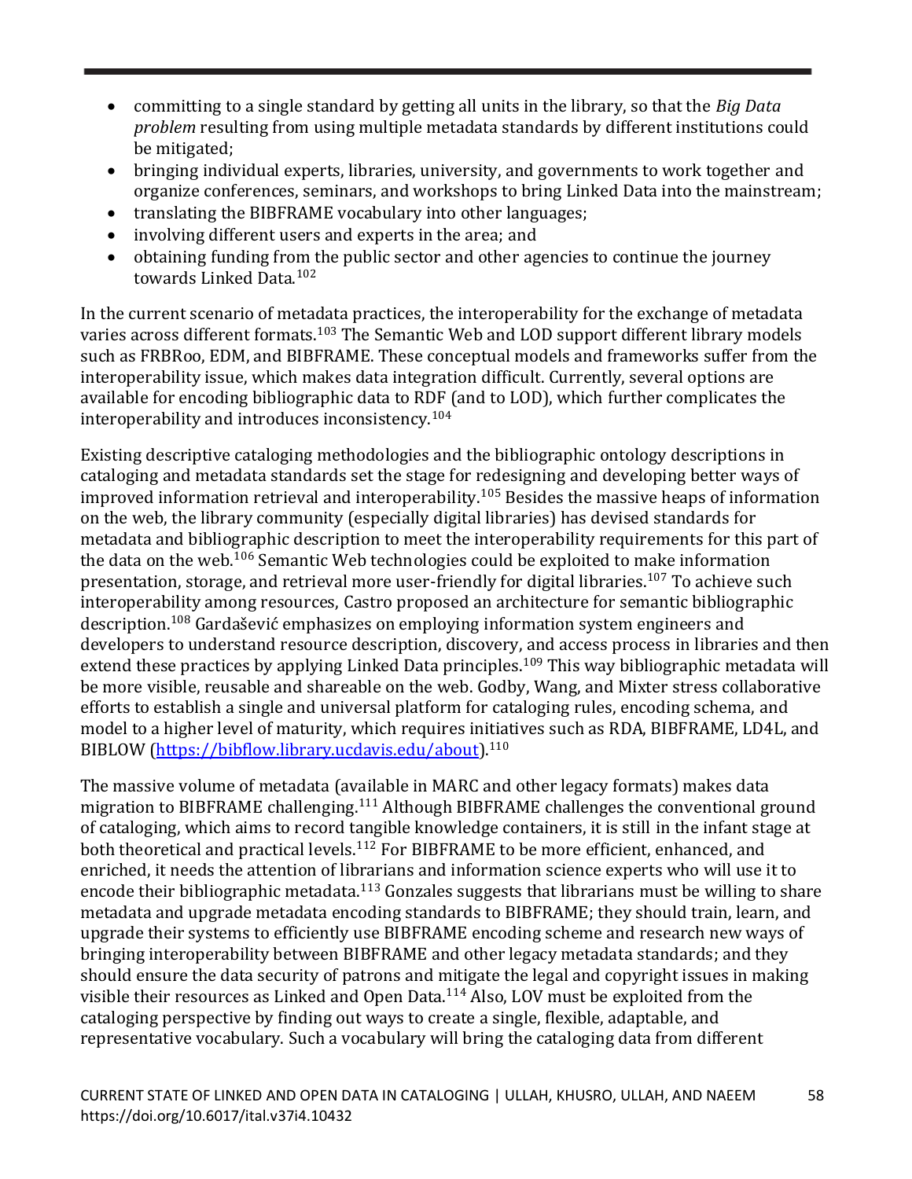- committing to a single standard by getting all units in the library, so that the *Big Data problem* resulting from using multiple metadata standards by different institutions could be mitigated;
- bringing individual experts, libraries, university, and governments to work together and organize conferences, seminars, and workshops to bring Linked Data into the mainstream;
- translating the BIBFRAME vocabulary into other languages;
- involving different users and experts in the area; and
- obtaining funding from the public sector and other agencies to continue the journey towards Linked Data.[102]

In the current scenario of metadata practices, the interoperability for the exchange of metadata varies across different formats.[103] The Semantic Web and LOD support different library models such as FRBRoo, EDM, and BIBFRAME. These conceptual models and frameworks suffer from the interoperability issue, which makes data integration difficult. Currently, several options are available for encoding bibliographic data to RDF (and to LOD), which further complicates the interoperability and introduces inconsistency.[104]

Existing descriptive cataloging methodologies and the bibliographic ontology descriptions in cataloging and metadata standards set the stage for redesigning and developing better ways of improved information retrieval and interoperability.[105] Besides the massive heaps of information on the web, the library community (especially digital libraries) has devised standards for metadata and bibliographic description to meet the interoperability requirements for this part of the data on the web.[106] Semantic Web technologies could be exploited to make information presentation, storage, and retrieval more user-friendly for digital libraries.[107] To achieve such interoperability among resources, Castro proposed an architecture for semantic bibliographic description.[108] Gardašević emphasizes on employing information system engineers and developers to understand resource description, discovery, and access process in libraries and then extend these practices by applying Linked Data principles.[109] This way bibliographic metadata will be more visible, reusable and shareable on the web. Godby, Wang, and Mixter stress collaborative efforts to establish a single and universal platform for cataloging rules, encoding schema, and model to a higher level of maturity, which requires initiatives such as RDA, BIBFRAME, LD4L, and BIBLOW (https://bibflow.library.ucdavis.edu/about).[110]

The massive volume of metadata (available in MARC and other legacy formats) makes data migration to BIBFRAME challenging.[111] Although BIBFRAME challenges the conventional ground of cataloging, which aims to record tangible knowledge containers, it is still in the infant stage at both theoretical and practical levels.[112] For BIBFRAME to be more efficient, enhanced, and enriched, it needs the attention of librarians and information science experts who will use it to encode their bibliographic metadata.[113] Gonzales suggests that librarians must be willing to share metadata and upgrade metadata encoding standards to BIBFRAME; they should train, learn, and upgrade their systems to efficiently use BIBFRAME encoding scheme and research new ways of bringing interoperability between BIBFRAME and other legacy metadata standards; and they should ensure the data security of patrons and mitigate the legal and copyright issues in making visible their resources as Linked and Open Data.[114] Also, LOV must be exploited from the cataloging perspective by finding out ways to create a single, flexible, adaptable, and representative vocabulary. Such a vocabulary will bring the cataloging data from different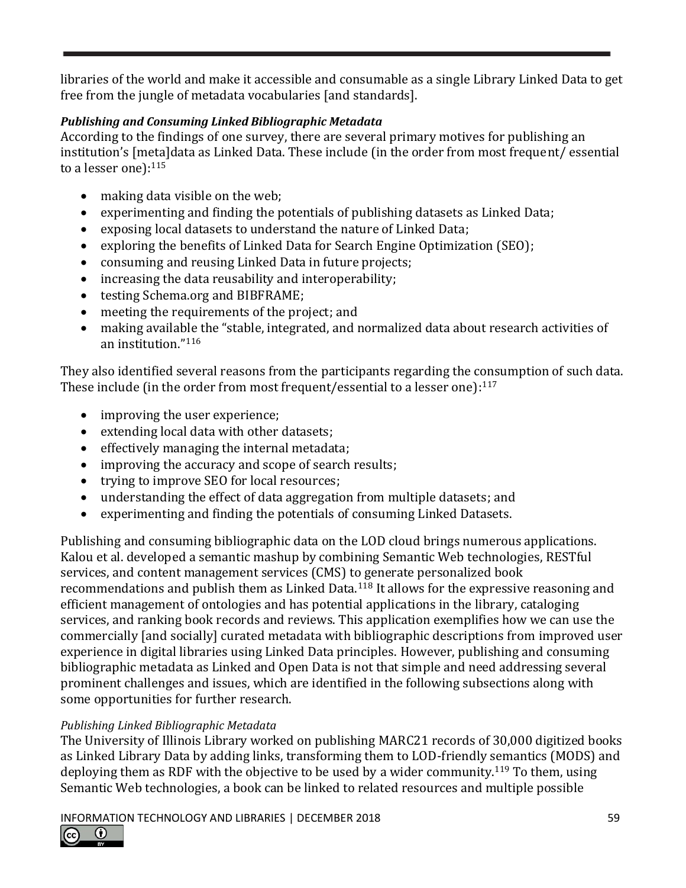libraries of the world and make it accessible and consumable as a single Library Linked Data to get free from the jungle of metadata vocabularies [and standards].

***Publishing and Consuming Linked Bibliographic Metadata***

According to the findings of one survey, there are several primary motives for publishing an institution's [meta]data as Linked Data. These include (in the order from most frequent/ essential to a lesser one):[115]

- making data visible on the web;
- experimenting and finding the potentials of publishing datasets as Linked Data;
- exposing local datasets to understand the nature of Linked Data;
- exploring the benefits of Linked Data for Search Engine Optimization (SEO);
- consuming and reusing Linked Data in future projects;
- increasing the data reusability and interoperability;
- testing Schema.org and BIBFRAME;
- meeting the requirements of the project; and
- making available the "stable, integrated, and normalized data about research activities of an institution."[116]

They also identified several reasons from the participants regarding the consumption of such data. These include (in the order from most frequent/essential to a lesser one):[117]

- improving the user experience;
- extending local data with other datasets;
- effectively managing the internal metadata;
- improving the accuracy and scope of search results;
- trying to improve SEO for local resources;
- understanding the effect of data aggregation from multiple datasets; and
- experimenting and finding the potentials of consuming Linked Datasets.

Publishing and consuming bibliographic data on the LOD cloud brings numerous applications. Kalou et al. developed a semantic mashup by combining Semantic Web technologies, RESTful services, and content management services (CMS) to generate personalized book recommendations and publish them as Linked Data.[118] It allows for the expressive reasoning and efficient management of ontologies and has potential applications in the library, cataloging services, and ranking book records and reviews. This application exemplifies how we can use the commercially [and socially] curated metadata with bibliographic descriptions from improved user experience in digital libraries using Linked Data principles. However, publishing and consuming bibliographic metadata as Linked and Open Data is not that simple and need addressing several prominent challenges and issues, which are identified in the following subsections along with some opportunities for further research.

*Publishing Linked Bibliographic Metadata*

The University of Illinois Library worked on publishing MARC21 records of 30,000 digitized books as Linked Library Data by adding links, transforming them to LOD-friendly semantics (MODS) and deploying them as RDF with the objective to be used by a wider community.[119] To them, using Semantic Web technologies, a book can be linked to related resources and multiple possible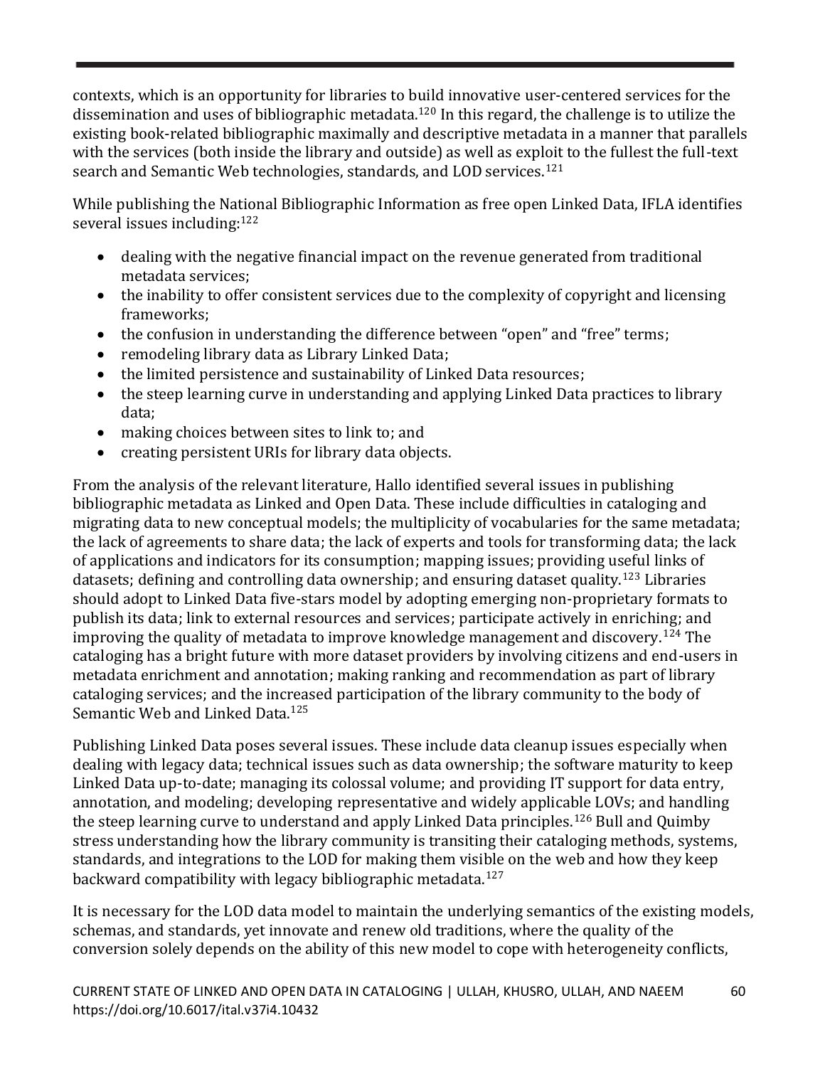contexts, which is an opportunity for libraries to build innovative user-centered services for the dissemination and uses of bibliographic metadata.[120] In this regard, the challenge is to utilize the existing book-related bibliographic maximally and descriptive metadata in a manner that parallels with the services (both inside the library and outside) as well as exploit to the fullest the full-text search and Semantic Web technologies, standards, and LOD services.[121]

While publishing the National Bibliographic Information as free open Linked Data, IFLA identifies several issues including:[122]

- dealing with the negative financial impact on the revenue generated from traditional metadata services;
- the inability to offer consistent services due to the complexity of copyright and licensing frameworks;
- the confusion in understanding the difference between "open" and "free" terms;
- remodeling library data as Library Linked Data;
- the limited persistence and sustainability of Linked Data resources;
- the steep learning curve in understanding and applying Linked Data practices to library data;
- making choices between sites to link to; and
- creating persistent URIs for library data objects.

From the analysis of the relevant literature, Hallo identified several issues in publishing bibliographic metadata as Linked and Open Data. These include difficulties in cataloging and migrating data to new conceptual models; the multiplicity of vocabularies for the same metadata; the lack of agreements to share data; the lack of experts and tools for transforming data; the lack of applications and indicators for its consumption; mapping issues; providing useful links of datasets; defining and controlling data ownership; and ensuring dataset quality.[123] Libraries should adopt to Linked Data five-stars model by adopting emerging non-proprietary formats to publish its data; link to external resources and services; participate actively in enriching; and improving the quality of metadata to improve knowledge management and discovery.[124] The cataloging has a bright future with more dataset providers by involving citizens and end-users in metadata enrichment and annotation; making ranking and recommendation as part of library cataloging services; and the increased participation of the library community to the body of Semantic Web and Linked Data.[125]

Publishing Linked Data poses several issues. These include data cleanup issues especially when dealing with legacy data; technical issues such as data ownership; the software maturity to keep Linked Data up-to-date; managing its colossal volume; and providing IT support for data entry, annotation, and modeling; developing representative and widely applicable LOVs; and handling the steep learning curve to understand and apply Linked Data principles.[126] Bull and Quimby stress understanding how the library community is transiting their cataloging methods, systems, standards, and integrations to the LOD for making them visible on the web and how they keep backward compatibility with legacy bibliographic metadata.[127]

It is necessary for the LOD data model to maintain the underlying semantics of the existing models, schemas, and standards, yet innovate and renew old traditions, where the quality of the conversion solely depends on the ability of this new model to cope with heterogeneity conflicts,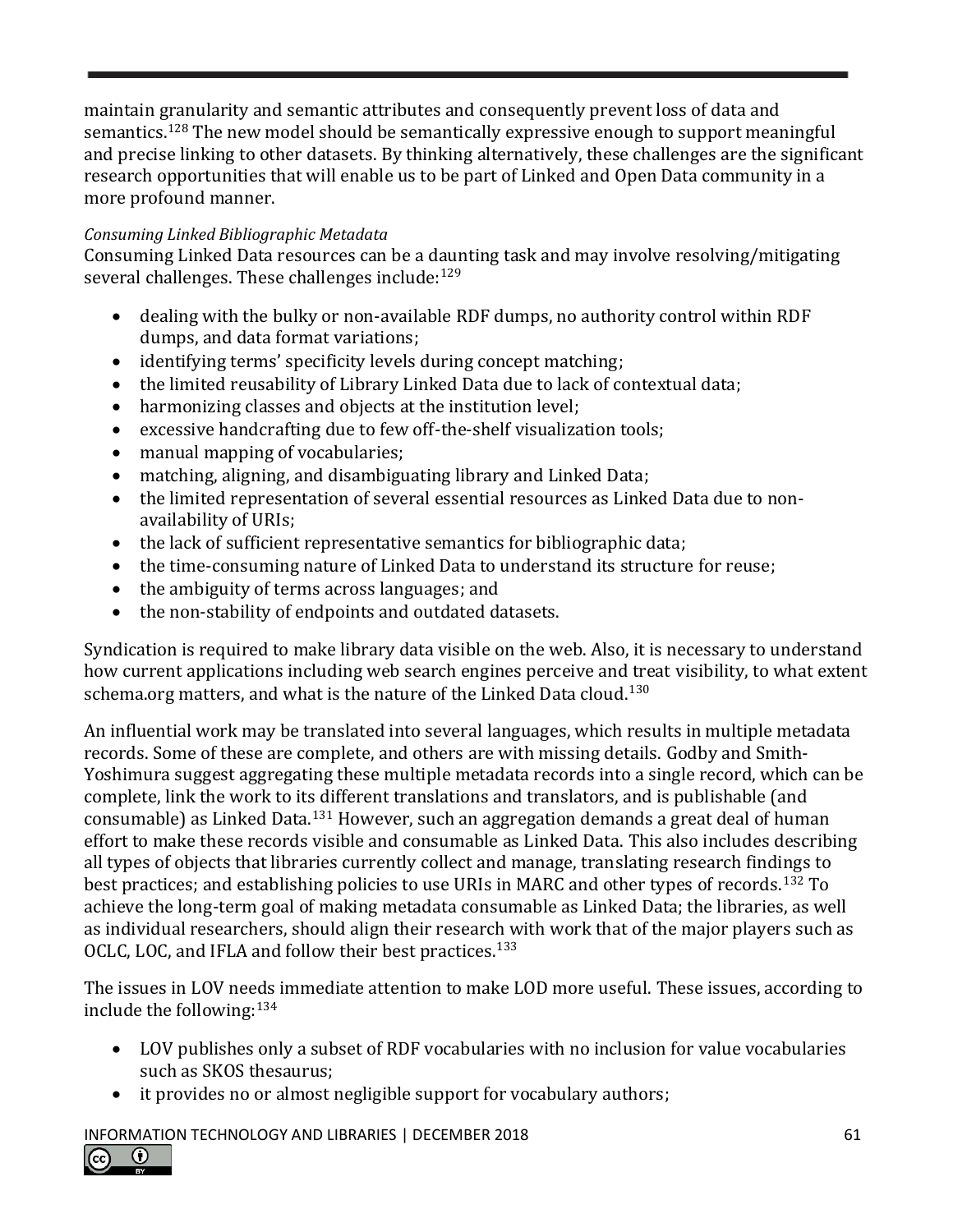maintain granularity and semantic attributes and consequently prevent loss of data and semantics.[128] The new model should be semantically expressive enough to support meaningful and precise linking to other datasets. By thinking alternatively, these challenges are the significant research opportunities that will enable us to be part of Linked and Open Data community in a more profound manner.

*Consuming Linked Bibliographic Metadata*

Consuming Linked Data resources can be a daunting task and may involve resolving/mitigating several challenges. These challenges include:[129]

- dealing with the bulky or non-available RDF dumps, no authority control within RDF dumps, and data format variations;
- identifying terms' specificity levels during concept matching;
- the limited reusability of Library Linked Data due to lack of contextual data;
- harmonizing classes and objects at the institution level;
- excessive handcrafting due to few off-the-shelf visualization tools;
- manual mapping of vocabularies;
- matching, aligning, and disambiguating library and Linked Data;
- the limited representation of several essential resources as Linked Data due to non-availability of URIs;
- the lack of sufficient representative semantics for bibliographic data;
- the time-consuming nature of Linked Data to understand its structure for reuse;
- the ambiguity of terms across languages; and
- the non-stability of endpoints and outdated datasets.

Syndication is required to make library data visible on the web. Also, it is necessary to understand how current applications including web search engines perceive and treat visibility, to what extent schema.org matters, and what is the nature of the Linked Data cloud.[130]

An influential work may be translated into several languages, which results in multiple metadata records. Some of these are complete, and others are with missing details. Godby and Smith-Yoshimura suggest aggregating these multiple metadata records into a single record, which can be complete, link the work to its different translations and translators, and is publishable (and consumable) as Linked Data.[131] However, such an aggregation demands a great deal of human effort to make these records visible and consumable as Linked Data. This also includes describing all types of objects that libraries currently collect and manage, translating research findings to best practices; and establishing policies to use URIs in MARC and other types of records.[132] To achieve the long-term goal of making metadata consumable as Linked Data; the libraries, as well as individual researchers, should align their research with work that of the major players such as OCLC, LOC, and IFLA and follow their best practices.[133]

The issues in LOV needs immediate attention to make LOD more useful. These issues, according to include the following:[134]

- LOV publishes only a subset of RDF vocabularies with no inclusion for value vocabularies such as SKOS thesaurus;
- it provides no or almost negligible support for vocabulary authors;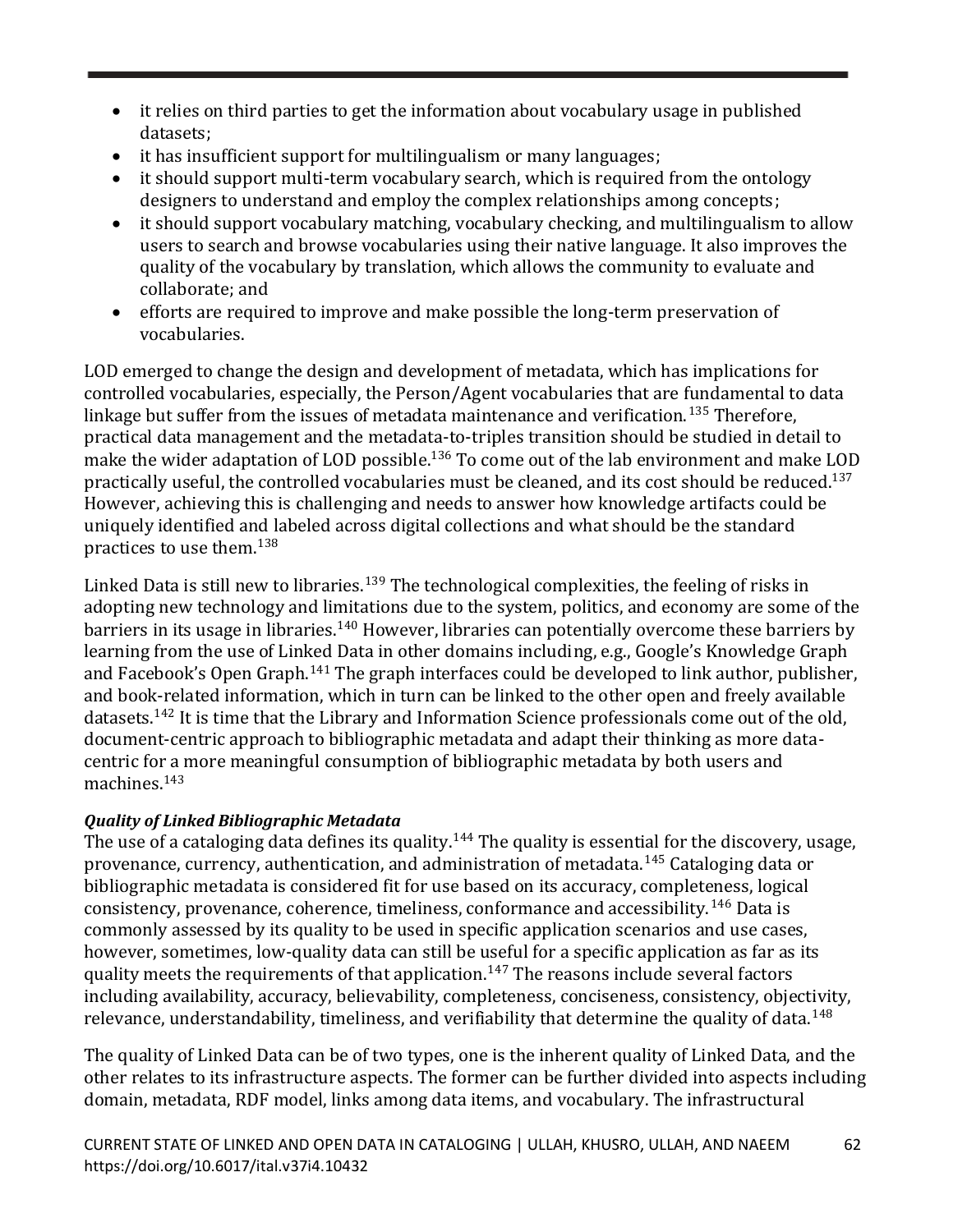- it relies on third parties to get the information about vocabulary usage in published datasets;
- it has insufficient support for multilingualism or many languages;
- it should support multi-term vocabulary search, which is required from the ontology designers to understand and employ the complex relationships among concepts;
- it should support vocabulary matching, vocabulary checking, and multilingualism to allow users to search and browse vocabularies using their native language. It also improves the quality of the vocabulary by translation, which allows the community to evaluate and collaborate; and
- efforts are required to improve and make possible the long-term preservation of vocabularies.

LOD emerged to change the design and development of metadata, which has implications for controlled vocabularies, especially, the Person/Agent vocabularies that are fundamental to data linkage but suffer from the issues of metadata maintenance and verification.[135] Therefore, practical data management and the metadata-to-triples transition should be studied in detail to make the wider adaptation of LOD possible.[136] To come out of the lab environment and make LOD practically useful, the controlled vocabularies must be cleaned, and its cost should be reduced.[137] However, achieving this is challenging and needs to answer how knowledge artifacts could be uniquely identified and labeled across digital collections and what should be the standard practices to use them.[138]

Linked Data is still new to libraries.[139] The technological complexities, the feeling of risks in adopting new technology and limitations due to the system, politics, and economy are some of the barriers in its usage in libraries.[140] However, libraries can potentially overcome these barriers by learning from the use of Linked Data in other domains including, e.g., Google's Knowledge Graph and Facebook's Open Graph.[141] The graph interfaces could be developed to link author, publisher, and book-related information, which in turn can be linked to the other open and freely available datasets.[142] It is time that the Library and Information Science professionals come out of the old, document-centric approach to bibliographic metadata and adapt their thinking as more data-centric for a more meaningful consumption of bibliographic metadata by both users and machines.[143]

***Quality of Linked Bibliographic Metadata***

The use of a cataloging data defines its quality.[144] The quality is essential for the discovery, usage, provenance, currency, authentication, and administration of metadata.[145] Cataloging data or bibliographic metadata is considered fit for use based on its accuracy, completeness, logical consistency, provenance, coherence, timeliness, conformance and accessibility.[146] Data is commonly assessed by its quality to be used in specific application scenarios and use cases, however, sometimes, low-quality data can still be useful for a specific application as far as its quality meets the requirements of that application.[147] The reasons include several factors including availability, accuracy, believability, completeness, conciseness, consistency, objectivity, relevance, understandability, timeliness, and verifiability that determine the quality of data.[148]

The quality of Linked Data can be of two types, one is the inherent quality of Linked Data, and the other relates to its infrastructure aspects. The former can be further divided into aspects including domain, metadata, RDF model, links among data items, and vocabulary. The infrastructural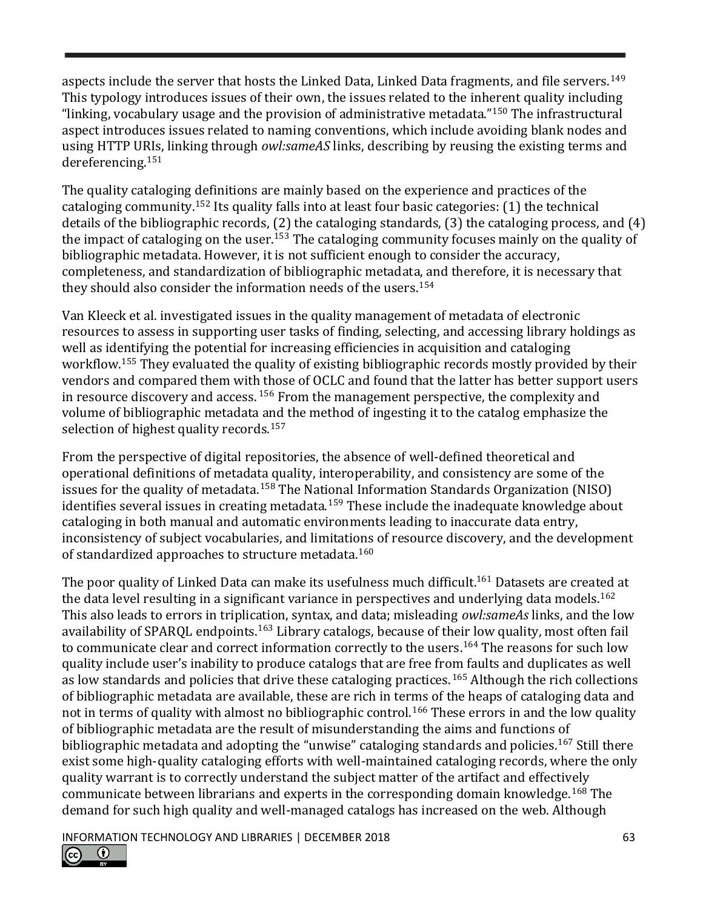aspects include the server that hosts the Linked Data, Linked Data fragments, and file servers.[149] This typology introduces issues of their own, the issues related to the inherent quality including "linking, vocabulary usage and the provision of administrative metadata."[150] The infrastructural aspect introduces issues related to naming conventions, which include avoiding blank nodes and using HTTP URIs, linking through *owl:sameAS* links, describing by reusing the existing terms and dereferencing.[151]

The quality cataloging definitions are mainly based on the experience and practices of the cataloging community.[152] Its quality falls into at least four basic categories: (1) the technical details of the bibliographic records, (2) the cataloging standards, (3) the cataloging process, and (4) the impact of cataloging on the user.[153] The cataloging community focuses mainly on the quality of bibliographic metadata. However, it is not sufficient enough to consider the accuracy, completeness, and standardization of bibliographic metadata, and therefore, it is necessary that they should also consider the information needs of the users.[154]

Van Kleeck et al. investigated issues in the quality management of metadata of electronic resources to assess in supporting user tasks of finding, selecting, and accessing library holdings as well as identifying the potential for increasing efficiencies in acquisition and cataloging workflow.[155] They evaluated the quality of existing bibliographic records mostly provided by their vendors and compared them with those of OCLC and found that the latter has better support users in resource discovery and access.[156] From the management perspective, the complexity and volume of bibliographic metadata and the method of ingesting it to the catalog emphasize the selection of highest quality records.[157]

From the perspective of digital repositories, the absence of well-defined theoretical and operational definitions of metadata quality, interoperability, and consistency are some of the issues for the quality of metadata.[158] The National Information Standards Organization (NISO) identifies several issues in creating metadata.[159] These include the inadequate knowledge about cataloging in both manual and automatic environments leading to inaccurate data entry, inconsistency of subject vocabularies, and limitations of resource discovery, and the development of standardized approaches to structure metadata.[160]

The poor quality of Linked Data can make its usefulness much difficult.[161] Datasets are created at the data level resulting in a significant variance in perspectives and underlying data models.[162] This also leads to errors in triplication, syntax, and data; misleading *owl:sameAs* links, and the low availability of SPARQL endpoints.[163] Library catalogs, because of their low quality, most often fail to communicate clear and correct information correctly to the users.[164] The reasons for such low quality include user's inability to produce catalogs that are free from faults and duplicates as well as low standards and policies that drive these cataloging practices.[165] Although the rich collections of bibliographic metadata are available, these are rich in terms of the heaps of cataloging data and not in terms of quality with almost no bibliographic control.[166] These errors in and the low quality of bibliographic metadata are the result of misunderstanding the aims and functions of bibliographic metadata and adopting the "unwise" cataloging standards and policies.[167] Still there exist some high-quality cataloging efforts with well-maintained cataloging records, where the only quality warrant is to correctly understand the subject matter of the artifact and effectively communicate between librarians and experts in the corresponding domain knowledge.[168] The demand for such high quality and well-managed catalogs has increased on the web. Although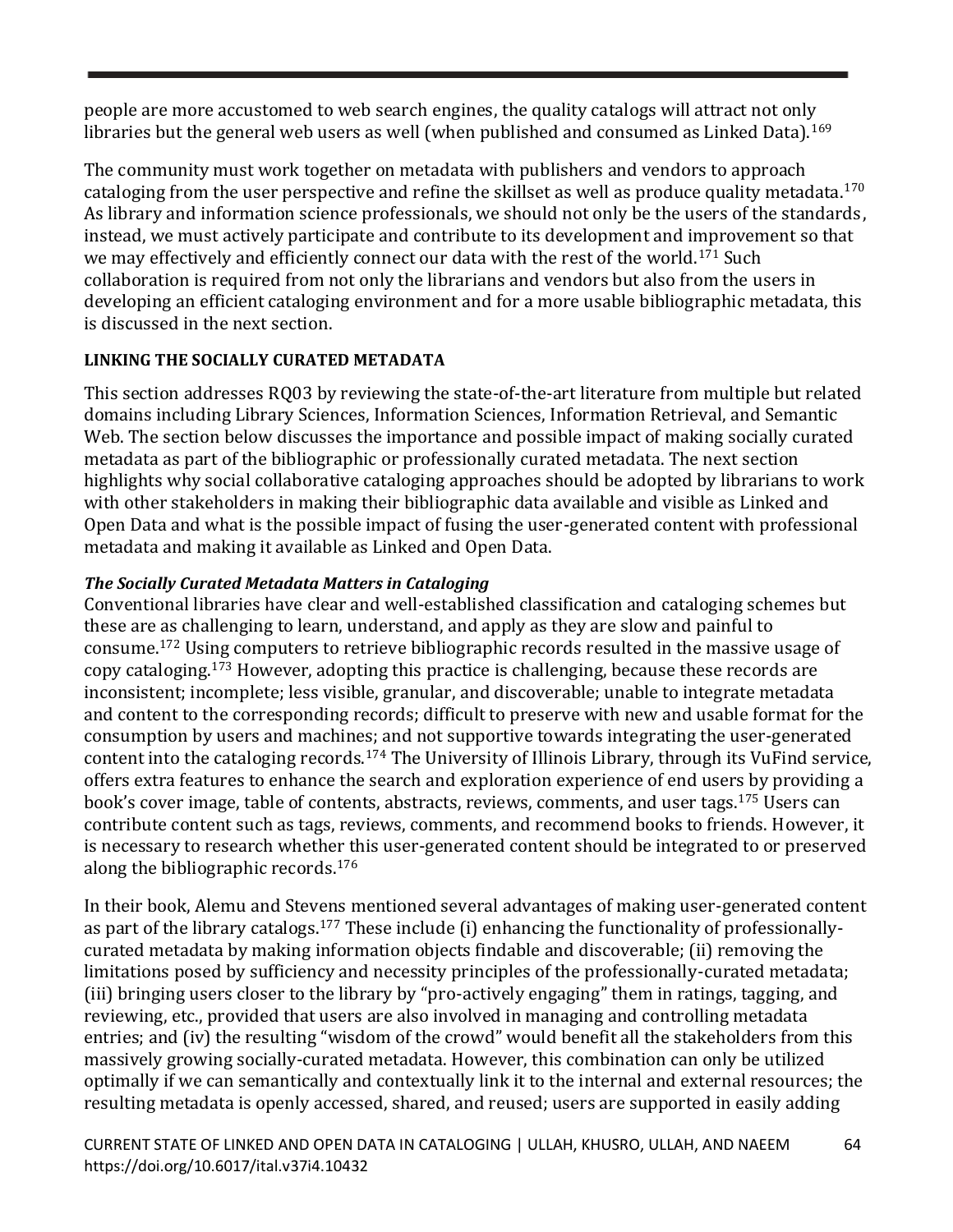people are more accustomed to web search engines, the quality catalogs will attract not only libraries but the general web users as well (when published and consumed as Linked Data).[169]

The community must work together on metadata with publishers and vendors to approach cataloging from the user perspective and refine the skillset as well as produce quality metadata.[170] As library and information science professionals, we should not only be the users of the standards, instead, we must actively participate and contribute to its development and improvement so that we may effectively and efficiently connect our data with the rest of the world.[171] Such collaboration is required from not only the librarians and vendors but also from the users in developing an efficient cataloging environment and for a more usable bibliographic metadata, this is discussed in the next section.

## LINKING THE SOCIALLY CURATED METADATA

This section addresses RQ03 by reviewing the state-of-the-art literature from multiple but related domains including Library Sciences, Information Sciences, Information Retrieval, and Semantic Web. The section below discusses the importance and possible impact of making socially curated metadata as part of the bibliographic or professionally curated metadata. The next section highlights why social collaborative cataloging approaches should be adopted by librarians to work with other stakeholders in making their bibliographic data available and visible as Linked and Open Data and what is the possible impact of fusing the user-generated content with professional metadata and making it available as Linked and Open Data.

### *The Socially Curated Metadata Matters in Cataloging*

Conventional libraries have clear and well-established classification and cataloging schemes but these are as challenging to learn, understand, and apply as they are slow and painful to consume.[172] Using computers to retrieve bibliographic records resulted in the massive usage of copy cataloging.[173] However, adopting this practice is challenging, because these records are inconsistent; incomplete; less visible, granular, and discoverable; unable to integrate metadata and content to the corresponding records; difficult to preserve with new and usable format for the consumption by users and machines; and not supportive towards integrating the user-generated content into the cataloging records.[174] The University of Illinois Library, through its VuFind service, offers extra features to enhance the search and exploration experience of end users by providing a book's cover image, table of contents, abstracts, reviews, comments, and user tags.[175] Users can contribute content such as tags, reviews, comments, and recommend books to friends. However, it is necessary to research whether this user-generated content should be integrated to or preserved along the bibliographic records.[176]

In their book, Alemu and Stevens mentioned several advantages of making user-generated content as part of the library catalogs.[177] These include (i) enhancing the functionality of professionally-curated metadata by making information objects findable and discoverable; (ii) removing the limitations posed by sufficiency and necessity principles of the professionally-curated metadata; (iii) bringing users closer to the library by "pro-actively engaging" them in ratings, tagging, and reviewing, etc., provided that users are also involved in managing and controlling metadata entries; and (iv) the resulting "wisdom of the crowd" would benefit all the stakeholders from this massively growing socially-curated metadata. However, this combination can only be utilized optimally if we can semantically and contextually link it to the internal and external resources; the resulting metadata is openly accessed, shared, and reused; users are supported in easily adding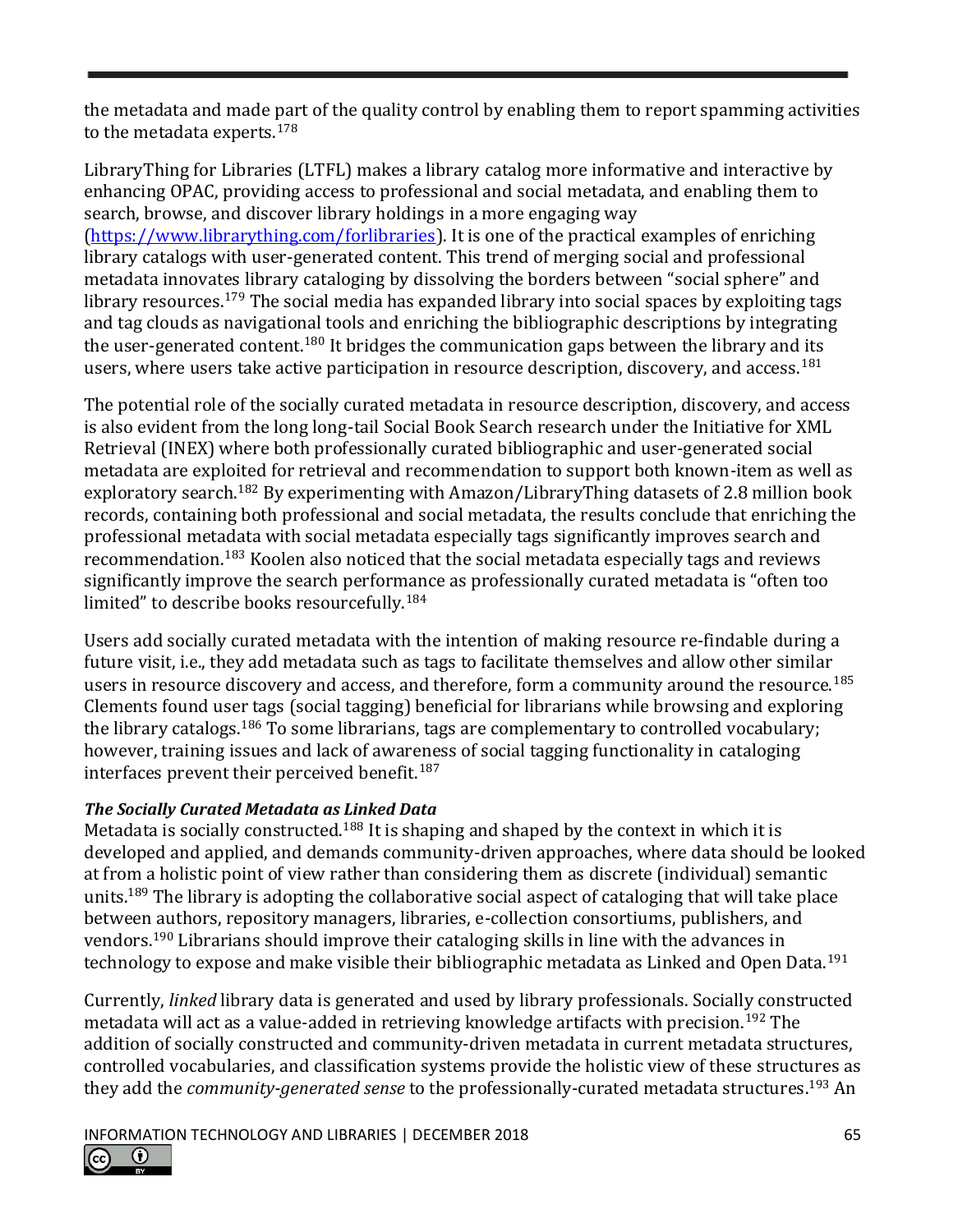the metadata and made part of the quality control by enabling them to report spamming activities to the metadata experts.[178]

LibraryThing for Libraries (LTFL) makes a library catalog more informative and interactive by enhancing OPAC, providing access to professional and social metadata, and enabling them to search, browse, and discover library holdings in a more engaging way (https://www.librarything.com/forlibraries). It is one of the practical examples of enriching library catalogs with user-generated content. This trend of merging social and professional metadata innovates library cataloging by dissolving the borders between "social sphere" and library resources.[179] The social media has expanded library into social spaces by exploiting tags and tag clouds as navigational tools and enriching the bibliographic descriptions by integrating the user-generated content.[180] It bridges the communication gaps between the library and its users, where users take active participation in resource description, discovery, and access.[181]

The potential role of the socially curated metadata in resource description, discovery, and access is also evident from the long long-tail Social Book Search research under the Initiative for XML Retrieval (INEX) where both professionally curated bibliographic and user-generated social metadata are exploited for retrieval and recommendation to support both known-item as well as exploratory search.[182] By experimenting with Amazon/LibraryThing datasets of 2.8 million book records, containing both professional and social metadata, the results conclude that enriching the professional metadata with social metadata especially tags significantly improves search and recommendation.[183] Koolen also noticed that the social metadata especially tags and reviews significantly improve the search performance as professionally curated metadata is "often too limited" to describe books resourcefully.[184]

Users add socially curated metadata with the intention of making resource re-findable during a future visit, i.e., they add metadata such as tags to facilitate themselves and allow other similar users in resource discovery and access, and therefore, form a community around the resource.[185] Clements found user tags (social tagging) beneficial for librarians while browsing and exploring the library catalogs.[186] To some librarians, tags are complementary to controlled vocabulary; however, training issues and lack of awareness of social tagging functionality in cataloging interfaces prevent their perceived benefit.[187]

***The Socially Curated Metadata as Linked Data***

Metadata is socially constructed.[188] It is shaping and shaped by the context in which it is developed and applied, and demands community-driven approaches, where data should be looked at from a holistic point of view rather than considering them as discrete (individual) semantic units.[189] The library is adopting the collaborative social aspect of cataloging that will take place between authors, repository managers, libraries, e-collection consortiums, publishers, and vendors.[190] Librarians should improve their cataloging skills in line with the advances in technology to expose and make visible their bibliographic metadata as Linked and Open Data.[191]

Currently, *linked* library data is generated and used by library professionals. Socially constructed metadata will act as a value-added in retrieving knowledge artifacts with precision.[192] The addition of socially constructed and community-driven metadata in current metadata structures, controlled vocabularies, and classification systems provide the holistic view of these structures as they add the *community-generated sense* to the professionally-curated metadata structures.[193] An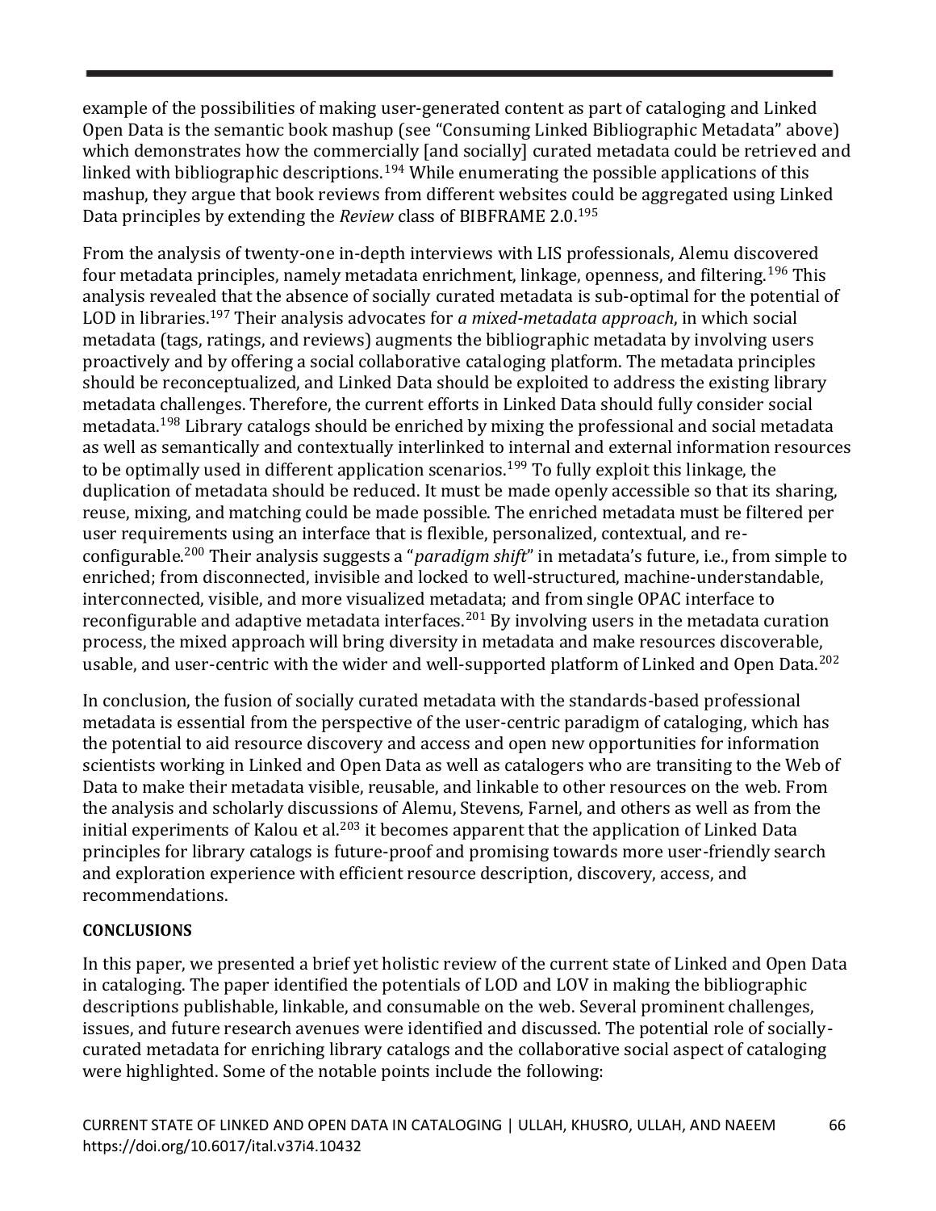example of the possibilities of making user-generated content as part of cataloging and Linked Open Data is the semantic book mashup (see "Consuming Linked Bibliographic Metadata" above) which demonstrates how the commercially [and socially] curated metadata could be retrieved and linked with bibliographic descriptions.[194] While enumerating the possible applications of this mashup, they argue that book reviews from different websites could be aggregated using Linked Data principles by extending the *Review* class of BIBFRAME 2.0.[195]

From the analysis of twenty-one in-depth interviews with LIS professionals, Alemu discovered four metadata principles, namely metadata enrichment, linkage, openness, and filtering.[196] This analysis revealed that the absence of socially curated metadata is sub-optimal for the potential of LOD in libraries.[197] Their analysis advocates for *a mixed-metadata approach*, in which social metadata (tags, ratings, and reviews) augments the bibliographic metadata by involving users proactively and by offering a social collaborative cataloging platform. The metadata principles should be reconceptualized, and Linked Data should be exploited to address the existing library metadata challenges. Therefore, the current efforts in Linked Data should fully consider social metadata.[198] Library catalogs should be enriched by mixing the professional and social metadata as well as semantically and contextually interlinked to internal and external information resources to be optimally used in different application scenarios.[199] To fully exploit this linkage, the duplication of metadata should be reduced. It must be made openly accessible so that its sharing, reuse, mixing, and matching could be made possible. The enriched metadata must be filtered per user requirements using an interface that is flexible, personalized, contextual, and re-configurable.[200] Their analysis suggests a "*paradigm shift*" in metadata's future, i.e., from simple to enriched; from disconnected, invisible and locked to well-structured, machine-understandable, interconnected, visible, and more visualized metadata; and from single OPAC interface to reconfigurable and adaptive metadata interfaces.[201] By involving users in the metadata curation process, the mixed approach will bring diversity in metadata and make resources discoverable, usable, and user-centric with the wider and well-supported platform of Linked and Open Data.[202]

In conclusion, the fusion of socially curated metadata with the standards-based professional metadata is essential from the perspective of the user-centric paradigm of cataloging, which has the potential to aid resource discovery and access and open new opportunities for information scientists working in Linked and Open Data as well as catalogers who are transiting to the Web of Data to make their metadata visible, reusable, and linkable to other resources on the web. From the analysis and scholarly discussions of Alemu, Stevens, Farnel, and others as well as from the initial experiments of Kalou et al.[203] it becomes apparent that the application of Linked Data principles for library catalogs is future-proof and promising towards more user-friendly search and exploration experience with efficient resource description, discovery, access, and recommendations.

## CONCLUSIONS

In this paper, we presented a brief yet holistic review of the current state of Linked and Open Data in cataloging. The paper identified the potentials of LOD and LOV in making the bibliographic descriptions publishable, linkable, and consumable on the web. Several prominent challenges, issues, and future research avenues were identified and discussed. The potential role of socially-curated metadata for enriching library catalogs and the collaborative social aspect of cataloging were highlighted. Some of the notable points include the following: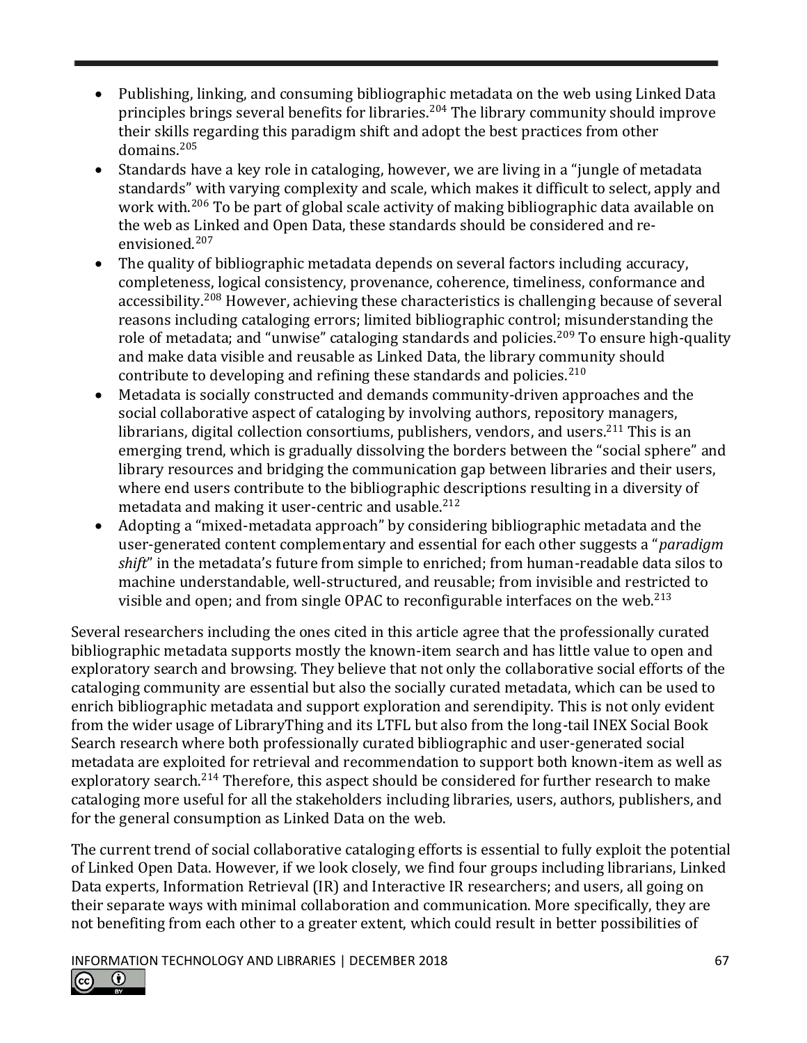- Publishing, linking, and consuming bibliographic metadata on the web using Linked Data principles brings several benefits for libraries.[204] The library community should improve their skills regarding this paradigm shift and adopt the best practices from other domains.[205]
- Standards have a key role in cataloging, however, we are living in a "jungle of metadata standards" with varying complexity and scale, which makes it difficult to select, apply and work with.[206] To be part of global scale activity of making bibliographic data available on the web as Linked and Open Data, these standards should be considered and re-envisioned.[207]
- The quality of bibliographic metadata depends on several factors including accuracy, completeness, logical consistency, provenance, coherence, timeliness, conformance and accessibility.[208] However, achieving these characteristics is challenging because of several reasons including cataloging errors; limited bibliographic control; misunderstanding the role of metadata; and "unwise" cataloging standards and policies.[209] To ensure high-quality and make data visible and reusable as Linked Data, the library community should contribute to developing and refining these standards and policies.[210]
- Metadata is socially constructed and demands community-driven approaches and the social collaborative aspect of cataloging by involving authors, repository managers, librarians, digital collection consortiums, publishers, vendors, and users.[211] This is an emerging trend, which is gradually dissolving the borders between the "social sphere" and library resources and bridging the communication gap between libraries and their users, where end users contribute to the bibliographic descriptions resulting in a diversity of metadata and making it user-centric and usable.[212]
- Adopting a "mixed-metadata approach" by considering bibliographic metadata and the user-generated content complementary and essential for each other suggests a "*paradigm shift*" in the metadata's future from simple to enriched; from human-readable data silos to machine understandable, well-structured, and reusable; from invisible and restricted to visible and open; and from single OPAC to reconfigurable interfaces on the web.[213]

Several researchers including the ones cited in this article agree that the professionally curated bibliographic metadata supports mostly the known-item search and has little value to open and exploratory search and browsing. They believe that not only the collaborative social efforts of the cataloging community are essential but also the socially curated metadata, which can be used to enrich bibliographic metadata and support exploration and serendipity. This is not only evident from the wider usage of LibraryThing and its LTFL but also from the long-tail INEX Social Book Search research where both professionally curated bibliographic and user-generated social metadata are exploited for retrieval and recommendation to support both known-item as well as exploratory search.[214] Therefore, this aspect should be considered for further research to make cataloging more useful for all the stakeholders including libraries, users, authors, publishers, and for the general consumption as Linked Data on the web.

The current trend of social collaborative cataloging efforts is essential to fully exploit the potential of Linked Open Data. However, if we look closely, we find four groups including librarians, Linked Data experts, Information Retrieval (IR) and Interactive IR researchers; and users, all going on their separate ways with minimal collaboration and communication. More specifically, they are not benefiting from each other to a greater extent, which could result in better possibilities of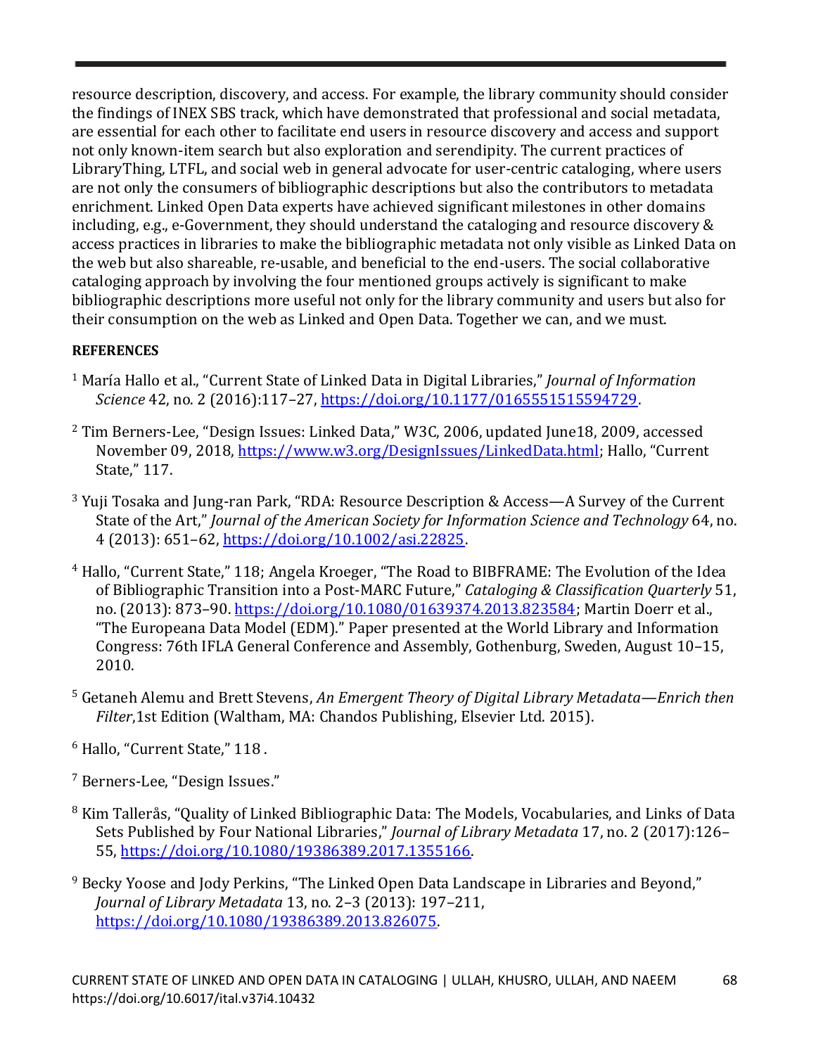resource description, discovery, and access. For example, the library community should consider the findings of INEX SBS track, which have demonstrated that professional and social metadata, are essential for each other to facilitate end users in resource discovery and access and support not only known-item search but also exploration and serendipity. The current practices of LibraryThing, LTFL, and social web in general advocate for user-centric cataloging, where users are not only the consumers of bibliographic descriptions but also the contributors to metadata enrichment. Linked Open Data experts have achieved significant milestones in other domains including, e.g., e-Government, they should understand the cataloging and resource discovery & access practices in libraries to make the bibliographic metadata not only visible as Linked Data on the web but also shareable, re-usable, and beneficial to the end-users. The social collaborative cataloging approach by involving the four mentioned groups actively is significant to make bibliographic descriptions more useful not only for the library community and users but also for their consumption on the web as Linked and Open Data. Together we can, and we must.

**REFERENCES**

[1] María Hallo et al., "Current State of Linked Data in Digital Libraries," *Journal of Information Science* 42, no. 2 (2016):117–27, https://doi.org/10.1177/0165551515594729.

[2] Tim Berners-Lee, "Design Issues: Linked Data," W3C, 2006, updated June18, 2009, accessed November 09, 2018, https://www.w3.org/DesignIssues/LinkedData.html; Hallo, "Current State," 117.

[3] Yuji Tosaka and Jung-ran Park, "RDA: Resource Description & Access—A Survey of the Current State of the Art," *Journal of the American Society for Information Science and Technology* 64, no. 4 (2013): 651–62, https://doi.org/10.1002/asi.22825.

[4] Hallo, "Current State," 118; Angela Kroeger, "The Road to BIBFRAME: The Evolution of the Idea of Bibliographic Transition into a Post-MARC Future," *Cataloging & Classification Quarterly* 51, no. (2013): 873–90. https://doi.org/10.1080/01639374.2013.823584; Martin Doerr et al., "The Europeana Data Model (EDM)." Paper presented at the World Library and Information Congress: 76th IFLA General Conference and Assembly, Gothenburg, Sweden, August 10–15, 2010.

[5] Getaneh Alemu and Brett Stevens, *An Emergent Theory of Digital Library Metadata—Enrich then Filter*,1st Edition (Waltham, MA: Chandos Publishing, Elsevier Ltd. 2015).

[6] Hallo, "Current State," 118 .

[7] Berners-Lee, "Design Issues."

[8] Kim Tallerås, "Quality of Linked Bibliographic Data: The Models, Vocabularies, and Links of Data Sets Published by Four National Libraries," *Journal of Library Metadata* 17, no. 2 (2017):126–55, https://doi.org/10.1080/19386389.2017.1355166.

[9] Becky Yoose and Jody Perkins, "The Linked Open Data Landscape in Libraries and Beyond," *Journal of Library Metadata* 13, no. 2–3 (2013): 197–211, https://doi.org/10.1080/19386389.2013.826075.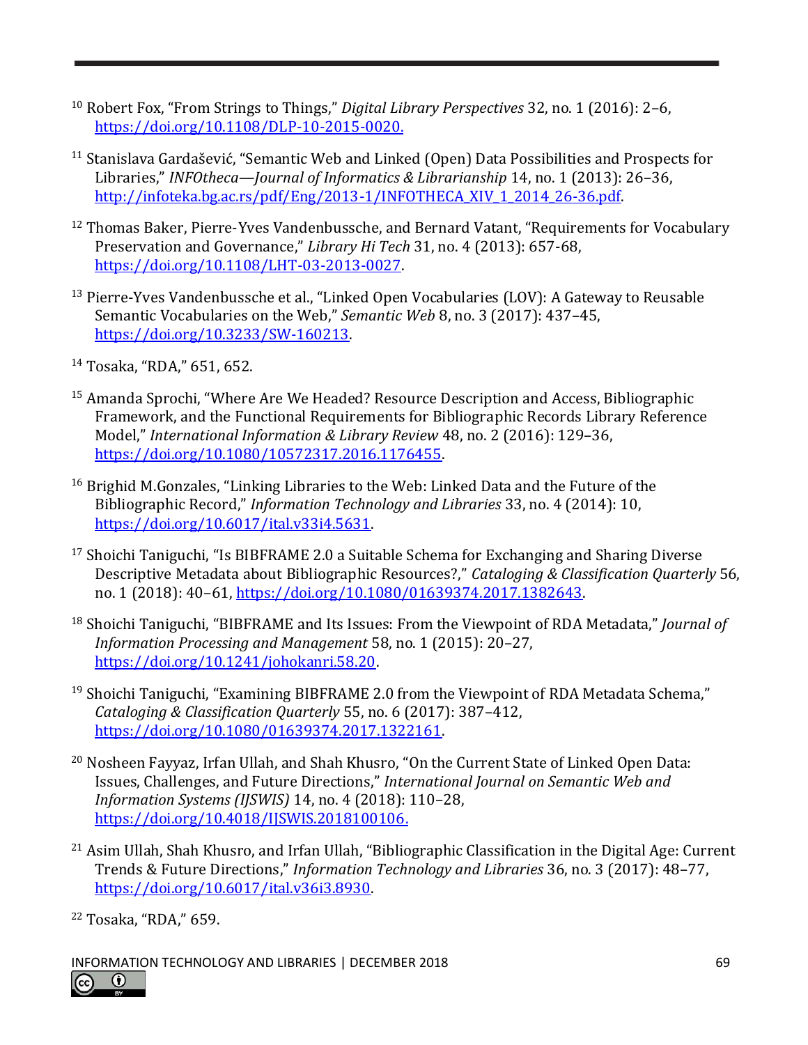[10] Robert Fox, "From Strings to Things," *Digital Library Perspectives* 32, no. 1 (2016): 2–6, https://doi.org/10.1108/DLP-10-2015-0020.

[11] Stanislava Gardašević, "Semantic Web and Linked (Open) Data Possibilities and Prospects for Libraries," *INFOtheca—Journal of Informatics & Librarianship* 14, no. 1 (2013): 26–36, http://infoteka.bg.ac.rs/pdf/Eng/2013-1/INFOTHECA_XIV_1_2014_26-36.pdf.

[12] Thomas Baker, Pierre-Yves Vandenbussche, and Bernard Vatant, "Requirements for Vocabulary Preservation and Governance," *Library Hi Tech* 31, no. 4 (2013): 657-68, https://doi.org/10.1108/LHT-03-2013-0027.

[13] Pierre-Yves Vandenbussche et al., "Linked Open Vocabularies (LOV): A Gateway to Reusable Semantic Vocabularies on the Web," *Semantic Web* 8, no. 3 (2017): 437–45, https://doi.org/10.3233/SW-160213.

[14] Tosaka, "RDA," 651, 652.

[15] Amanda Sprochi, "Where Are We Headed? Resource Description and Access, Bibliographic Framework, and the Functional Requirements for Bibliographic Records Library Reference Model," *International Information & Library Review* 48, no. 2 (2016): 129–36, https://doi.org/10.1080/10572317.2016.1176455.

[16] Brighid M.Gonzales, "Linking Libraries to the Web: Linked Data and the Future of the Bibliographic Record," *Information Technology and Libraries* 33, no. 4 (2014): 10, https://doi.org/10.6017/ital.v33i4.5631.

[17] Shoichi Taniguchi, "Is BIBFRAME 2.0 a Suitable Schema for Exchanging and Sharing Diverse Descriptive Metadata about Bibliographic Resources?," *Cataloging & Classification Quarterly* 56, no. 1 (2018): 40–61, https://doi.org/10.1080/01639374.2017.1382643.

[18] Shoichi Taniguchi, "BIBFRAME and Its Issues: From the Viewpoint of RDA Metadata," *Journal of Information Processing and Management* 58, no. 1 (2015): 20–27, https://doi.org/10.1241/johokanri.58.20.

[19] Shoichi Taniguchi, "Examining BIBFRAME 2.0 from the Viewpoint of RDA Metadata Schema," *Cataloging & Classification Quarterly* 55, no. 6 (2017): 387–412, https://doi.org/10.1080/01639374.2017.1322161.

[20] Nosheen Fayyaz, Irfan Ullah, and Shah Khusro, "On the Current State of Linked Open Data: Issues, Challenges, and Future Directions," *International Journal on Semantic Web and Information Systems (IJSWIS)* 14, no. 4 (2018): 110–28, https://doi.org/10.4018/IJSWIS.2018100106.

[21] Asim Ullah, Shah Khusro, and Irfan Ullah, "Bibliographic Classification in the Digital Age: Current Trends & Future Directions," *Information Technology and Libraries* 36, no. 3 (2017): 48–77, https://doi.org/10.6017/ital.v36i3.8930.

[22] Tosaka, "RDA," 659.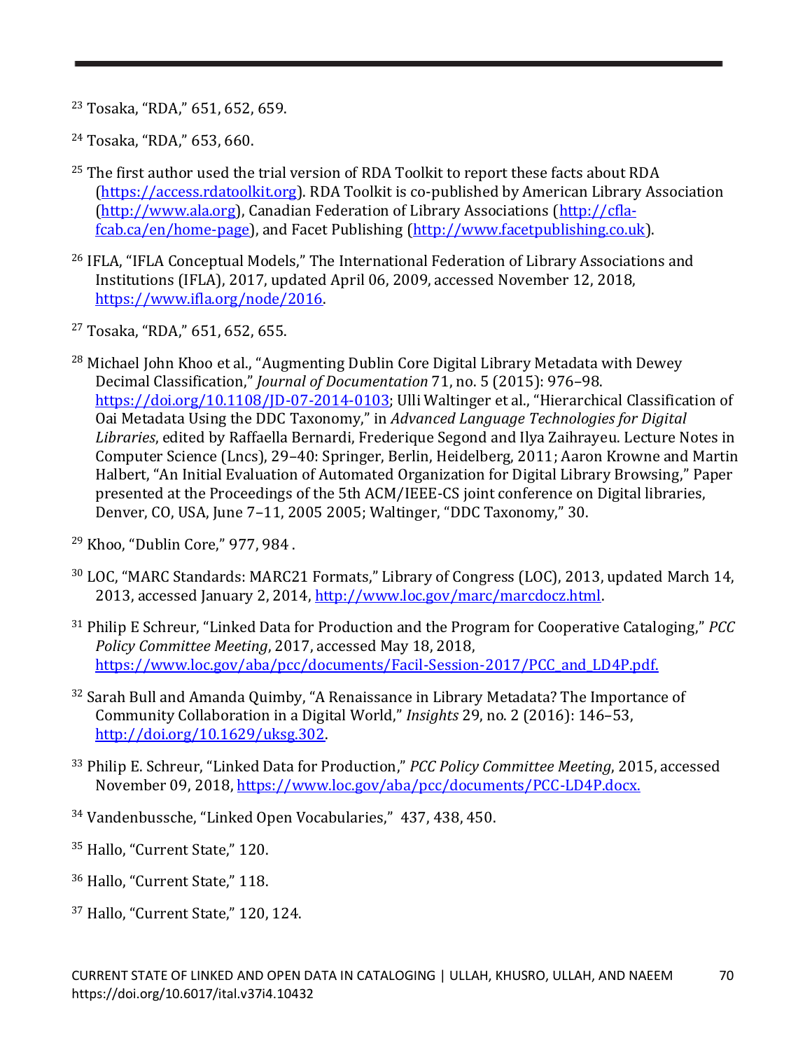[23] Tosaka, "RDA," 651, 652, 659.

[24] Tosaka, "RDA," 653, 660.

[25] The first author used the trial version of RDA Toolkit to report these facts about RDA (https://access.rdatoolkit.org). RDA Toolkit is co-published by American Library Association (http://www.ala.org), Canadian Federation of Library Associations (http://cfla-fcab.ca/en/home-page), and Facet Publishing (http://www.facetpublishing.co.uk).

[26] IFLA, "IFLA Conceptual Models," The International Federation of Library Associations and Institutions (IFLA), 2017, updated April 06, 2009, accessed November 12, 2018, https://www.ifla.org/node/2016.

[27] Tosaka, "RDA," 651, 652, 655.

[28] Michael John Khoo et al., "Augmenting Dublin Core Digital Library Metadata with Dewey Decimal Classification," *Journal of Documentation* 71, no. 5 (2015): 976–98. https://doi.org/10.1108/JD-07-2014-0103; Ulli Waltinger et al., "Hierarchical Classification of Oai Metadata Using the DDC Taxonomy," in *Advanced Language Technologies for Digital Libraries*, edited by Raffaella Bernardi, Frederique Segond and Ilya Zaihrayeu. Lecture Notes in Computer Science (Lncs), 29–40: Springer, Berlin, Heidelberg, 2011; Aaron Krowne and Martin Halbert, "An Initial Evaluation of Automated Organization for Digital Library Browsing," Paper presented at the Proceedings of the 5th ACM/IEEE-CS joint conference on Digital libraries, Denver, CO, USA, June 7–11, 2005 2005; Waltinger, "DDC Taxonomy," 30.

[29] Khoo, "Dublin Core," 977, 984 .

[30] LOC, "MARC Standards: MARC21 Formats," Library of Congress (LOC), 2013, updated March 14, 2013, accessed January 2, 2014, http://www.loc.gov/marc/marcdocz.html.

[31] Philip E Schreur, "Linked Data for Production and the Program for Cooperative Cataloging," *PCC Policy Committee Meeting*, 2017, accessed May 18, 2018, https://www.loc.gov/aba/pcc/documents/Facil-Session-2017/PCC_and_LD4P.pdf.

[32] Sarah Bull and Amanda Quimby, "A Renaissance in Library Metadata? The Importance of Community Collaboration in a Digital World," *Insights* 29, no. 2 (2016): 146–53, http://doi.org/10.1629/uksg.302.

[33] Philip E. Schreur, "Linked Data for Production," *PCC Policy Committee Meeting*, 2015, accessed November 09, 2018, https://www.loc.gov/aba/pcc/documents/PCC-LD4P.docx.

[34] Vandenbussche, "Linked Open Vocabularies," 437, 438, 450.

[35] Hallo, "Current State," 120.

[36] Hallo, "Current State," 118.

[37] Hallo, "Current State," 120, 124.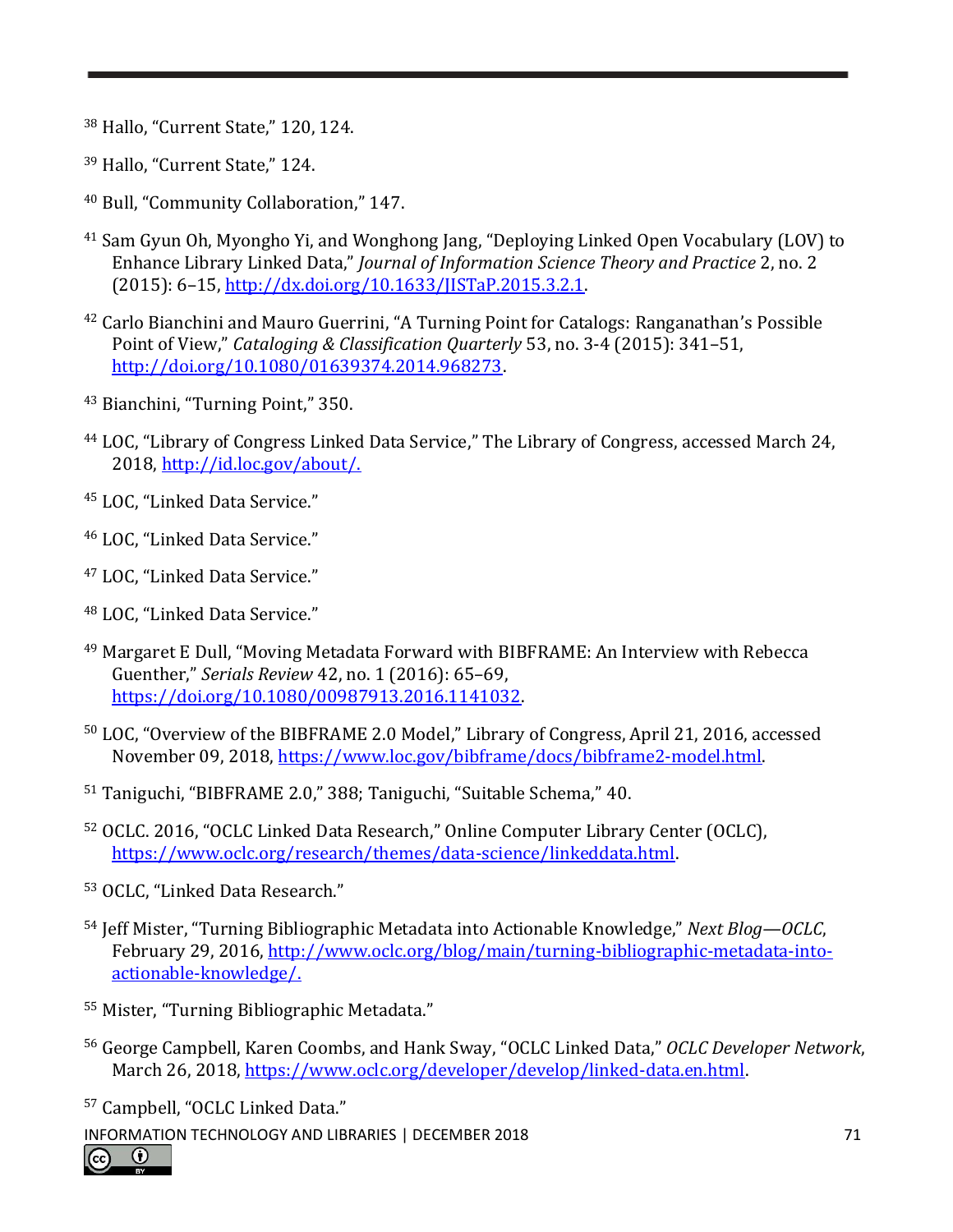[38] Hallo, "Current State," 120, 124.

[39] Hallo, "Current State," 124.

[40] Bull, "Community Collaboration," 147.

[41] Sam Gyun Oh, Myongho Yi, and Wonghong Jang, "Deploying Linked Open Vocabulary (LOV) to Enhance Library Linked Data," *Journal of Information Science Theory and Practice* 2, no. 2 (2015): 6–15, http://dx.doi.org/10.1633/JISTaP.2015.3.2.1.

[42] Carlo Bianchini and Mauro Guerrini, "A Turning Point for Catalogs: Ranganathan's Possible Point of View," *Cataloging & Classification Quarterly* 53, no. 3-4 (2015): 341–51, http://doi.org/10.1080/01639374.2014.968273.

[43] Bianchini, "Turning Point," 350.

[44] LOC, "Library of Congress Linked Data Service," The Library of Congress, accessed March 24, 2018, http://id.loc.gov/about/.

[45] LOC, "Linked Data Service."

[46] LOC, "Linked Data Service."

[47] LOC, "Linked Data Service."

[48] LOC, "Linked Data Service."

[49] Margaret E Dull, "Moving Metadata Forward with BIBFRAME: An Interview with Rebecca Guenther," *Serials Review* 42, no. 1 (2016): 65–69, https://doi.org/10.1080/00987913.2016.1141032.

[50] LOC, "Overview of the BIBFRAME 2.0 Model," Library of Congress, April 21, 2016, accessed November 09, 2018, https://www.loc.gov/bibframe/docs/bibframe2-model.html.

[51] Taniguchi, "BIBFRAME 2.0," 388; Taniguchi, "Suitable Schema," 40.

[52] OCLC. 2016, "OCLC Linked Data Research," Online Computer Library Center (OCLC), https://www.oclc.org/research/themes/data-science/linkeddata.html.

[53] OCLC, "Linked Data Research."

[54] Jeff Mister, "Turning Bibliographic Metadata into Actionable Knowledge," *Next Blog—OCLC*, February 29, 2016, http://www.oclc.org/blog/main/turning-bibliographic-metadata-into-actionable-knowledge/.

[55] Mister, "Turning Bibliographic Metadata."

[56] George Campbell, Karen Coombs, and Hank Sway, "OCLC Linked Data," *OCLC Developer Network*, March 26, 2018, https://www.oclc.org/developer/develop/linked-data.en.html.

[57] Campbell, "OCLC Linked Data."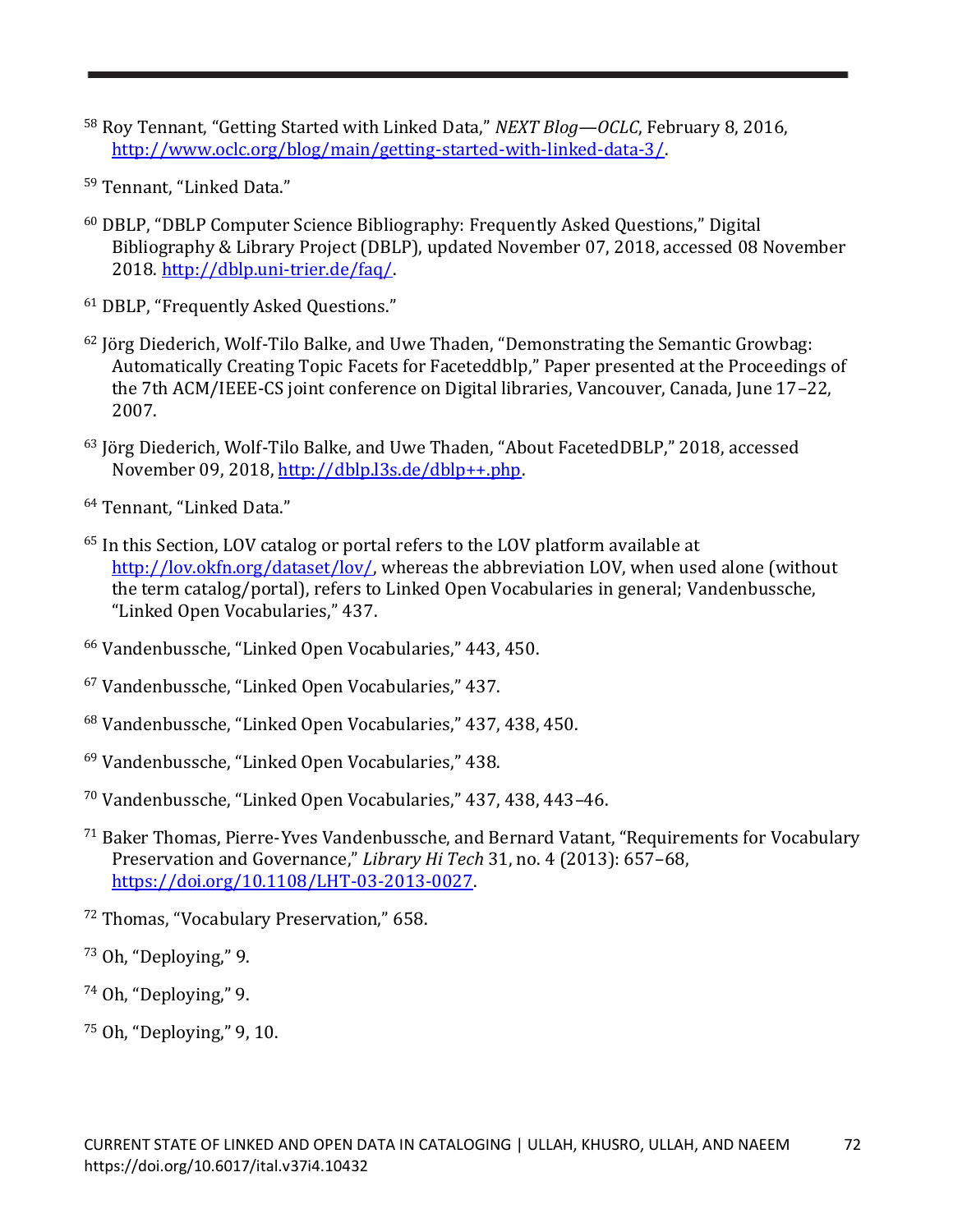58 Roy Tennant, "Getting Started with Linked Data," *NEXT Blog—OCLC*, February 8, 2016, http://www.oclc.org/blog/main/getting-started-with-linked-data-3/.

59 Tennant, "Linked Data."

60 DBLP, "DBLP Computer Science Bibliography: Frequently Asked Questions," Digital Bibliography & Library Project (DBLP), updated November 07, 2018, accessed 08 November 2018. http://dblp.uni-trier.de/faq/.

61 DBLP, "Frequently Asked Questions."

62 Jörg Diederich, Wolf-Tilo Balke, and Uwe Thaden, "Demonstrating the Semantic Growbag: Automatically Creating Topic Facets for Faceteddblp," Paper presented at the Proceedings of the 7th ACM/IEEE-CS joint conference on Digital libraries, Vancouver, Canada, June 17–22, 2007.

63 Jörg Diederich, Wolf-Tilo Balke, and Uwe Thaden, "About FacetedDBLP," 2018, accessed November 09, 2018, http://dblp.l3s.de/dblp++.php.

64 Tennant, "Linked Data."

65 In this Section, LOV catalog or portal refers to the LOV platform available at http://lov.okfn.org/dataset/lov/, whereas the abbreviation LOV, when used alone (without the term catalog/portal), refers to Linked Open Vocabularies in general; Vandenbussche, "Linked Open Vocabularies," 437.

66 Vandenbussche, "Linked Open Vocabularies," 443, 450.

67 Vandenbussche, "Linked Open Vocabularies," 437.

68 Vandenbussche, "Linked Open Vocabularies," 437, 438, 450.

69 Vandenbussche, "Linked Open Vocabularies," 438.

70 Vandenbussche, "Linked Open Vocabularies," 437, 438, 443–46.

71 Baker Thomas, Pierre-Yves Vandenbussche, and Bernard Vatant, "Requirements for Vocabulary Preservation and Governance," *Library Hi Tech* 31, no. 4 (2013): 657–68, https://doi.org/10.1108/LHT-03-2013-0027.

72 Thomas, "Vocabulary Preservation," 658.

73 Oh, "Deploying," 9.

74 Oh, "Deploying," 9.

75 Oh, "Deploying," 9, 10.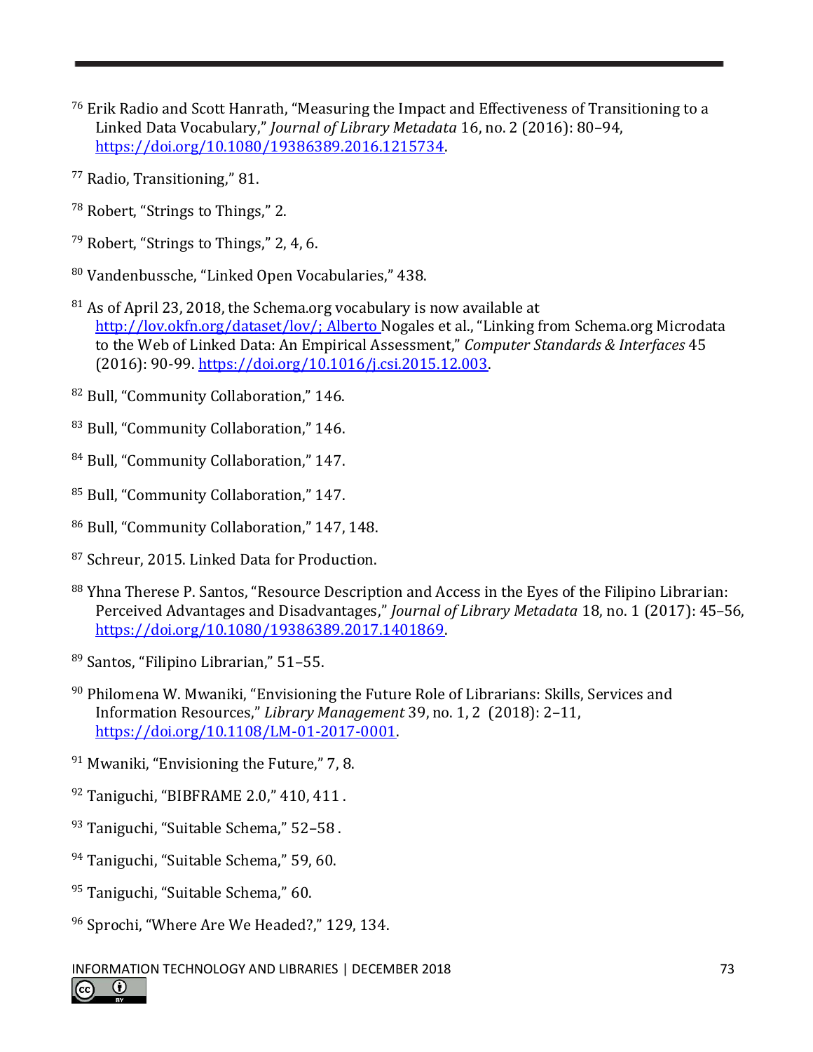[76] Erik Radio and Scott Hanrath, "Measuring the Impact and Effectiveness of Transitioning to a Linked Data Vocabulary," *Journal of Library Metadata* 16, no. 2 (2016): 80–94, https://doi.org/10.1080/19386389.2016.1215734.

[77] Radio, Transitioning," 81.

[78] Robert, "Strings to Things," 2.

[79] Robert, "Strings to Things," 2, 4, 6.

[80] Vandenbussche, "Linked Open Vocabularies," 438.

[81] As of April 23, 2018, the Schema.org vocabulary is now available at http://lov.okfn.org/dataset/lov/; Alberto Nogales et al., "Linking from Schema.org Microdata to the Web of Linked Data: An Empirical Assessment," *Computer Standards & Interfaces* 45 (2016): 90-99. https://doi.org/10.1016/j.csi.2015.12.003.

[82] Bull, "Community Collaboration," 146.

[83] Bull, "Community Collaboration," 146.

[84] Bull, "Community Collaboration," 147.

[85] Bull, "Community Collaboration," 147.

[86] Bull, "Community Collaboration," 147, 148.

[87] Schreur, 2015. Linked Data for Production.

[88] Yhna Therese P. Santos, "Resource Description and Access in the Eyes of the Filipino Librarian: Perceived Advantages and Disadvantages," *Journal of Library Metadata* 18, no. 1 (2017): 45–56, https://doi.org/10.1080/19386389.2017.1401869.

[89] Santos, "Filipino Librarian," 51–55.

[90] Philomena W. Mwaniki, "Envisioning the Future Role of Librarians: Skills, Services and Information Resources," *Library Management* 39, no. 1, 2 (2018): 2–11, https://doi.org/10.1108/LM-01-2017-0001.

[91] Mwaniki, "Envisioning the Future," 7, 8.

[92] Taniguchi, "BIBFRAME 2.0," 410, 411 .

[93] Taniguchi, "Suitable Schema," 52–58 .

[94] Taniguchi, "Suitable Schema," 59, 60.

[95] Taniguchi, "Suitable Schema," 60.

[96] Sprochi, "Where Are We Headed?," 129, 134.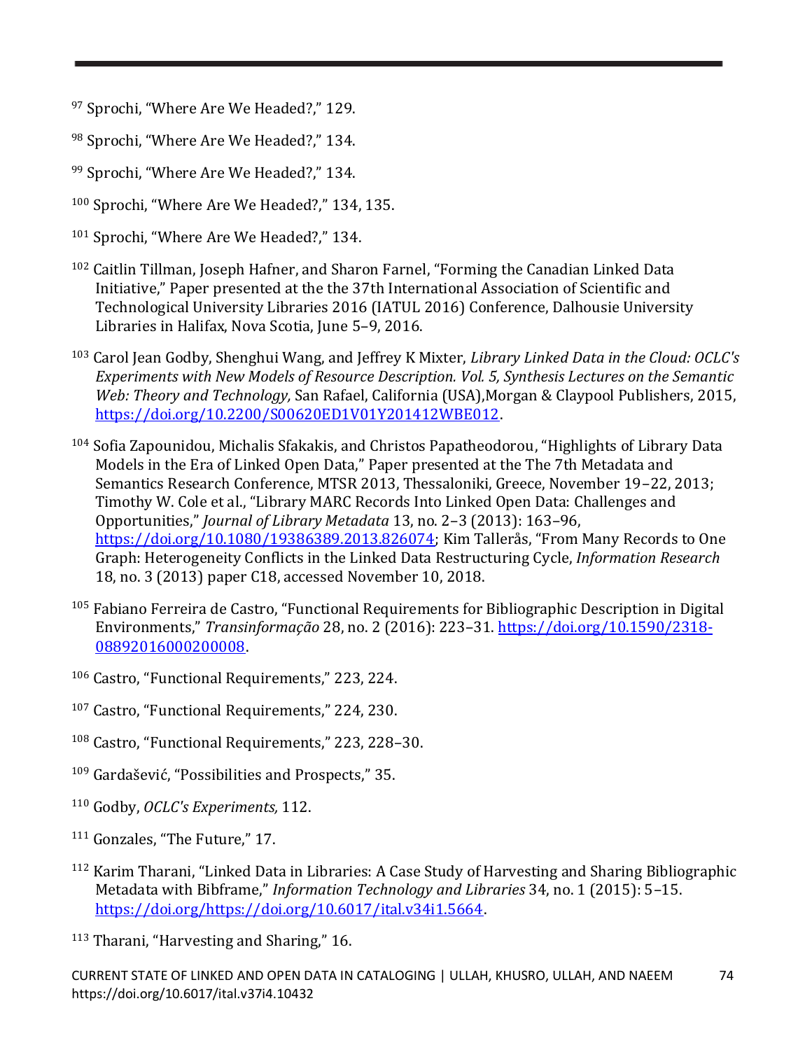[97] Sprochi, "Where Are We Headed?," 129.

[98] Sprochi, "Where Are We Headed?," 134.

[99] Sprochi, "Where Are We Headed?," 134.

[100] Sprochi, "Where Are We Headed?," 134, 135.

[101] Sprochi, "Where Are We Headed?," 134.

[102] Caitlin Tillman, Joseph Hafner, and Sharon Farnel, "Forming the Canadian Linked Data Initiative," Paper presented at the the 37th International Association of Scientific and Technological University Libraries 2016 (IATUL 2016) Conference, Dalhousie University Libraries in Halifax, Nova Scotia, June 5–9, 2016.

[103] Carol Jean Godby, Shenghui Wang, and Jeffrey K Mixter, *Library Linked Data in the Cloud: OCLC's Experiments with New Models of Resource Description. Vol. 5, Synthesis Lectures on the Semantic Web: Theory and Technology,* San Rafael, California (USA),Morgan & Claypool Publishers, 2015, https://doi.org/10.2200/S00620ED1V01Y201412WBE012.

[104] Sofia Zapounidou, Michalis Sfakakis, and Christos Papatheodorou, "Highlights of Library Data Models in the Era of Linked Open Data," Paper presented at the The 7th Metadata and Semantics Research Conference, MTSR 2013, Thessaloniki, Greece, November 19–22, 2013; Timothy W. Cole et al., "Library MARC Records Into Linked Open Data: Challenges and Opportunities," *Journal of Library Metadata* 13, no. 2–3 (2013): 163–96, https://doi.org/10.1080/19386389.2013.826074; Kim Tallerås, "From Many Records to One Graph: Heterogeneity Conflicts in the Linked Data Restructuring Cycle, *Information Research* 18, no. 3 (2013) paper C18, accessed November 10, 2018.

[105] Fabiano Ferreira de Castro, "Functional Requirements for Bibliographic Description in Digital Environments," *Transinformação* 28, no. 2 (2016): 223–31. https://doi.org/10.1590/2318-08892016000200008.

[106] Castro, "Functional Requirements," 223, 224.

[107] Castro, "Functional Requirements," 224, 230.

[108] Castro, "Functional Requirements," 223, 228–30.

[109] Gardašević, "Possibilities and Prospects," 35.

[110] Godby, *OCLC's Experiments,* 112.

[111] Gonzales, "The Future," 17.

[112] Karim Tharani, "Linked Data in Libraries: A Case Study of Harvesting and Sharing Bibliographic Metadata with Bibframe," *Information Technology and Libraries* 34, no. 1 (2015): 5–15. https://doi.org/https://doi.org/10.6017/ital.v34i1.5664.

[113] Tharani, "Harvesting and Sharing," 16.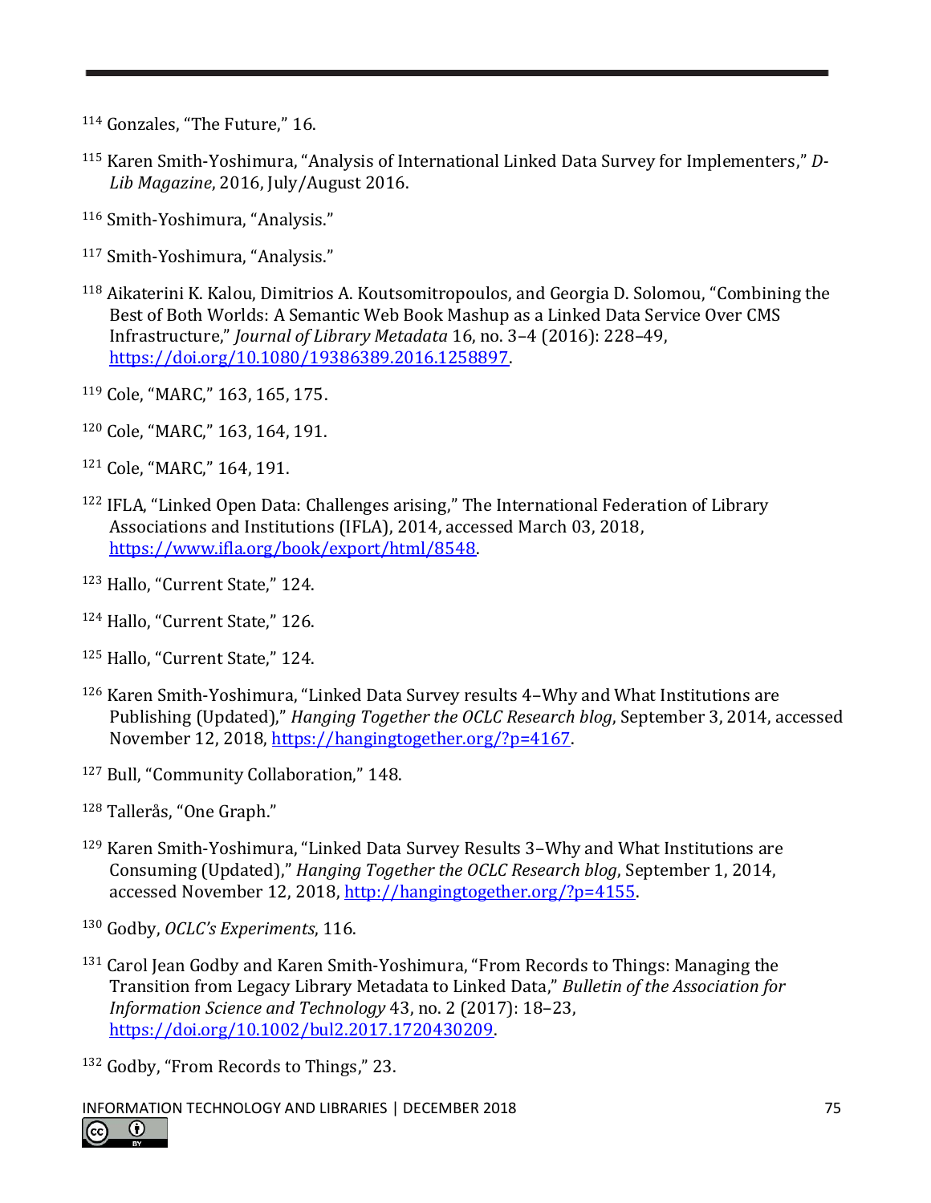114 Gonzales, "The Future," 16.

115 Karen Smith-Yoshimura, "Analysis of International Linked Data Survey for Implementers," *D-Lib Magazine*, 2016, July/August 2016.

116 Smith-Yoshimura, "Analysis."

117 Smith-Yoshimura, "Analysis."

118 Aikaterini K. Kalou, Dimitrios A. Koutsomitropoulos, and Georgia D. Solomou, "Combining the Best of Both Worlds: A Semantic Web Book Mashup as a Linked Data Service Over CMS Infrastructure," *Journal of Library Metadata* 16, no. 3–4 (2016): 228–49, https://doi.org/10.1080/19386389.2016.1258897.

119 Cole, "MARC," 163, 165, 175.

120 Cole, "MARC," 163, 164, 191.

121 Cole, "MARC," 164, 191.

122 IFLA, "Linked Open Data: Challenges arising," The International Federation of Library Associations and Institutions (IFLA), 2014, accessed March 03, 2018, https://www.ifla.org/book/export/html/8548.

123 Hallo, "Current State," 124.

124 Hallo, "Current State," 126.

125 Hallo, "Current State," 124.

126 Karen Smith-Yoshimura, "Linked Data Survey results 4–Why and What Institutions are Publishing (Updated)," *Hanging Together the OCLC Research blog*, September 3, 2014, accessed November 12, 2018, https://hangingtogether.org/?p=4167.

127 Bull, "Community Collaboration," 148.

128 Tallerås, "One Graph."

129 Karen Smith-Yoshimura, "Linked Data Survey Results 3–Why and What Institutions are Consuming (Updated)," *Hanging Together the OCLC Research blog*, September 1, 2014, accessed November 12, 2018, http://hangingtogether.org/?p=4155.

130 Godby, *OCLC's Experiments*, 116.

131 Carol Jean Godby and Karen Smith-Yoshimura, "From Records to Things: Managing the Transition from Legacy Library Metadata to Linked Data," *Bulletin of the Association for Information Science and Technology* 43, no. 2 (2017): 18–23, https://doi.org/10.1002/bul2.2017.1720430209.

132 Godby, "From Records to Things," 23.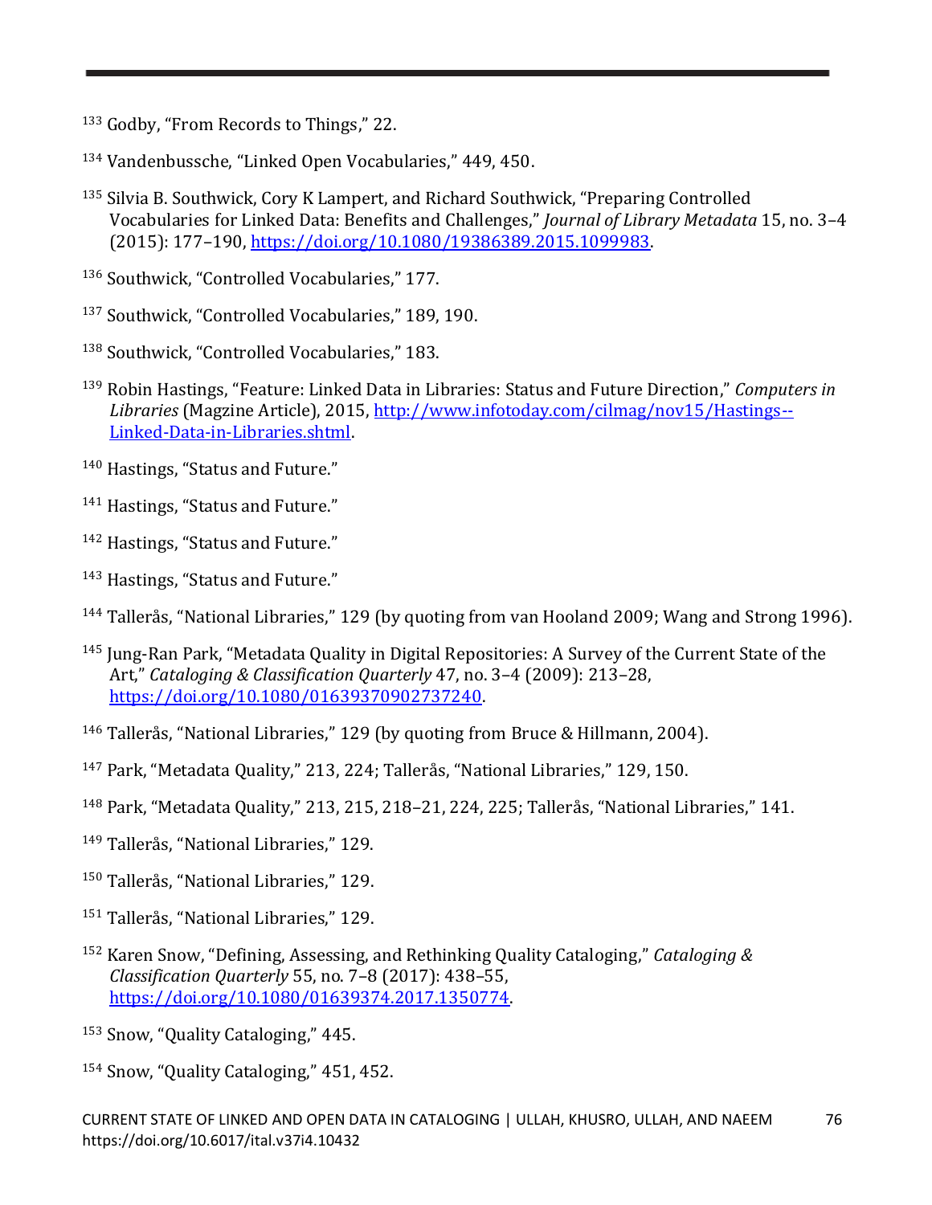[133] Godby, “From Records to Things,” 22.

[134] Vandenbussche, “Linked Open Vocabularies,” 449, 450.

[135] Silvia B. Southwick, Cory K Lampert, and Richard Southwick, “Preparing Controlled Vocabularies for Linked Data: Benefits and Challenges,” *Journal of Library Metadata* 15, no. 3–4 (2015): 177–190, https://doi.org/10.1080/19386389.2015.1099983.

[136] Southwick, “Controlled Vocabularies,” 177.

[137] Southwick, “Controlled Vocabularies,” 189, 190.

[138] Southwick, “Controlled Vocabularies,” 183.

[139] Robin Hastings, “Feature: Linked Data in Libraries: Status and Future Direction,” *Computers in Libraries* (Magzine Article), 2015, http://www.infotoday.com/cilmag/nov15/Hastings--Linked-Data-in-Libraries.shtml.

[140] Hastings, “Status and Future.”

[141] Hastings, “Status and Future.”

[142] Hastings, “Status and Future.”

[143] Hastings, “Status and Future.”

[144] Tallerås, “National Libraries,” 129 (by quoting from van Hooland 2009; Wang and Strong 1996).

[145] Jung-Ran Park, “Metadata Quality in Digital Repositories: A Survey of the Current State of the Art,” *Cataloging & Classification Quarterly* 47, no. 3–4 (2009): 213–28, https://doi.org/10.1080/01639370902737240.

[146] Tallerås, “National Libraries,” 129 (by quoting from Bruce & Hillmann, 2004).

[147] Park, “Metadata Quality,” 213, 224; Tallerås, “National Libraries,” 129, 150.

[148] Park, “Metadata Quality,” 213, 215, 218–21, 224, 225; Tallerås, “National Libraries,” 141.

[149] Tallerås, “National Libraries,” 129.

[150] Tallerås, “National Libraries,” 129.

[151] Tallerås, “National Libraries,” 129.

[152] Karen Snow, “Defining, Assessing, and Rethinking Quality Cataloging,” *Cataloging & Classification Quarterly* 55, no. 7–8 (2017): 438–55, https://doi.org/10.1080/01639374.2017.1350774.

[153] Snow, “Quality Cataloging,” 445.

[154] Snow, “Quality Cataloging,” 451, 452.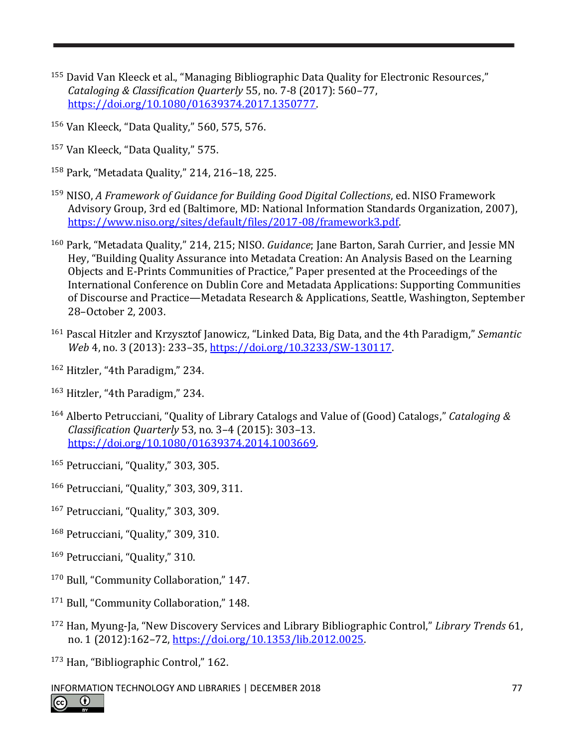[155] David Van Kleeck et al., “Managing Bibliographic Data Quality for Electronic Resources,” *Cataloging & Classification Quarterly* 55, no. 7-8 (2017): 560–77, https://doi.org/10.1080/01639374.2017.1350777.

[156] Van Kleeck, “Data Quality,” 560, 575, 576.

[157] Van Kleeck, “Data Quality,” 575.

[158] Park, “Metadata Quality,” 214, 216–18, 225.

[159] NISO, *A Framework of Guidance for Building Good Digital Collections*, ed. NISO Framework Advisory Group, 3rd ed (Baltimore, MD: National Information Standards Organization, 2007), https://www.niso.org/sites/default/files/2017-08/framework3.pdf.

[160] Park, “Metadata Quality,” 214, 215; NISO. *Guidance*; Jane Barton, Sarah Currier, and Jessie MN Hey, “Building Quality Assurance into Metadata Creation: An Analysis Based on the Learning Objects and E-Prints Communities of Practice,” Paper presented at the Proceedings of the International Conference on Dublin Core and Metadata Applications: Supporting Communities of Discourse and Practice—Metadata Research & Applications, Seattle, Washington, September 28–October 2, 2003.

[161] Pascal Hitzler and Krzysztof Janowicz, “Linked Data, Big Data, and the 4th Paradigm,” *Semantic Web* 4, no. 3 (2013): 233–35, https://doi.org/10.3233/SW-130117.

[162] Hitzler, “4th Paradigm,” 234.

[163] Hitzler, “4th Paradigm,” 234.

[164] Alberto Petrucciani, “Quality of Library Catalogs and Value of (Good) Catalogs,” *Cataloging & Classification Quarterly* 53, no. 3–4 (2015): 303–13. https://doi.org/10.1080/01639374.2014.1003669.

[165] Petrucciani, “Quality,” 303, 305.

[166] Petrucciani, “Quality,” 303, 309, 311.

[167] Petrucciani, “Quality,” 303, 309.

[168] Petrucciani, “Quality,” 309, 310.

[169] Petrucciani, “Quality,” 310.

[170] Bull, “Community Collaboration,” 147.

[171] Bull, “Community Collaboration,” 148.

[172] Han, Myung-Ja, “New Discovery Services and Library Bibliographic Control,” *Library Trends* 61, no. 1 (2012):162–72, https://doi.org/10.1353/lib.2012.0025.

[173] Han, “Bibliographic Control,” 162.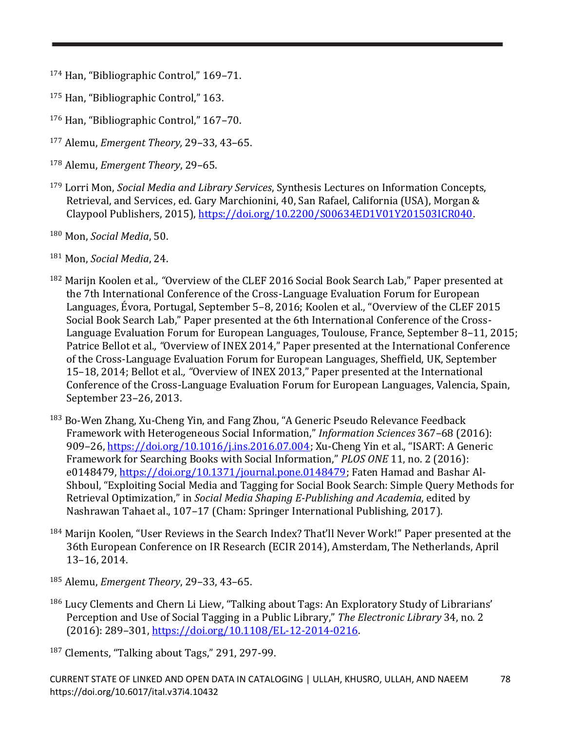[174] Han, "Bibliographic Control," 169–71.

[175] Han, "Bibliographic Control," 163.

[176] Han, "Bibliographic Control," 167–70.

[177] Alemu, *Emergent Theory,* 29–33, 43–65.

[178] Alemu, *Emergent Theory*, 29–65.

[179] Lorri Mon, *Social Media and Library Services*, Synthesis Lectures on Information Concepts, Retrieval, and Services, ed. Gary Marchionini, 40, San Rafael, California (USA), Morgan & Claypool Publishers, 2015), https://doi.org/10.2200/S00634ED1V01Y201503ICR040.

[180] Mon, *Social Media*, 50.

[181] Mon, *Social Media*, 24.

[182] Marijn Koolen et al*., "*Overview of the CLEF 2016 Social Book Search Lab," Paper presented at the 7th International Conference of the Cross-Language Evaluation Forum for European Languages, Évora, Portugal, September 5–8, 2016; Koolen et al., "Overview of the CLEF 2015 Social Book Search Lab," Paper presented at the 6th International Conference of the Cross-Language Evaluation Forum for European Languages, Toulouse, France, September 8–11, 2015; Patrice Bellot et al*., "*Overview of INEX 2014," Paper presented at the International Conference of the Cross-Language Evaluation Forum for European Languages, Sheffield, UK, September 15–18, 2014; Bellot et al*., "*Overview of INEX 2013," Paper presented at the International Conference of the Cross-Language Evaluation Forum for European Languages, Valencia, Spain, September 23–26, 2013.

[183] Bo-Wen Zhang, Xu-Cheng Yin, and Fang Zhou, "A Generic Pseudo Relevance Feedback Framework with Heterogeneous Social Information," *Information Sciences* 367–68 (2016): 909–26, https://doi.org/10.1016/j.ins.2016.07.004; Xu-Cheng Yin et al., "ISART: A Generic Framework for Searching Books with Social Information," *PLOS ONE* 11, no. 2 (2016): e0148479, https://doi.org/10.1371/journal.pone.0148479; Faten Hamad and Bashar Al-Shboul, "Exploiting Social Media and Tagging for Social Book Search: Simple Query Methods for Retrieval Optimization," in *Social Media Shaping E-Publishing and Academia*, edited by Nashrawan Tahaet al., 107–17 (Cham: Springer International Publishing, 2017).

[184] Marijn Koolen, "User Reviews in the Search Index? That'll Never Work!" Paper presented at the 36th European Conference on IR Research (ECIR 2014), Amsterdam, The Netherlands, April 13–16, 2014.

[185] Alemu, *Emergent Theory*, 29–33, 43–65.

[186] Lucy Clements and Chern Li Liew, "Talking about Tags: An Exploratory Study of Librarians' Perception and Use of Social Tagging in a Public Library," *The Electronic Library* 34, no. 2 (2016): 289–301, https://doi.org/10.1108/EL-12-2014-0216.

[187] Clements, "Talking about Tags," 291, 297-99.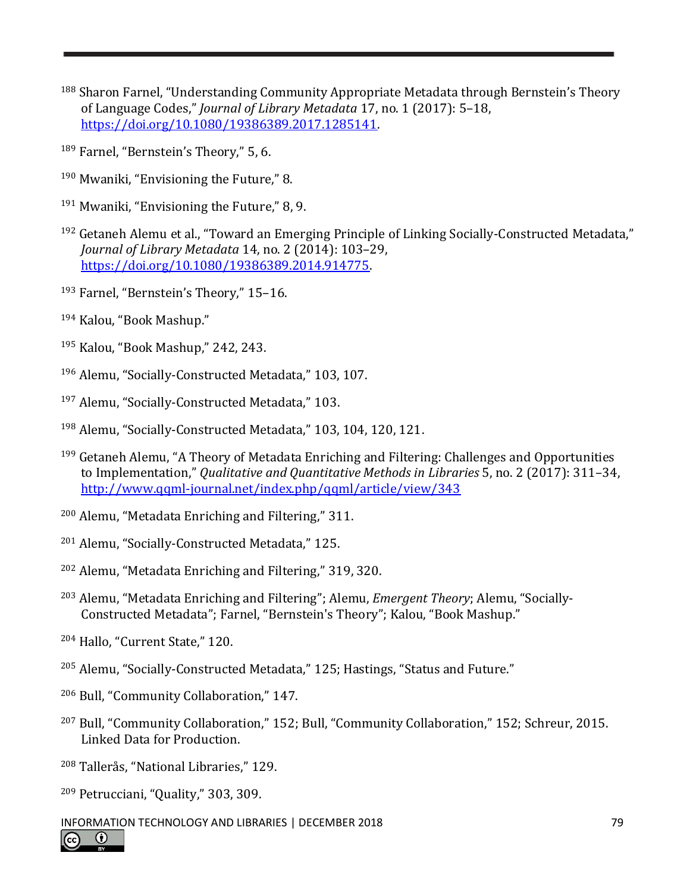[188] Sharon Farnel, "Understanding Community Appropriate Metadata through Bernstein's Theory of Language Codes," *Journal of Library Metadata* 17, no. 1 (2017): 5–18, https://doi.org/10.1080/19386389.2017.1285141.

[189] Farnel, "Bernstein's Theory," 5, 6.

[190] Mwaniki, "Envisioning the Future," 8.

[191] Mwaniki, "Envisioning the Future," 8, 9.

[192] Getaneh Alemu et al., "Toward an Emerging Principle of Linking Socially-Constructed Metadata," *Journal of Library Metadata* 14, no. 2 (2014): 103–29, https://doi.org/10.1080/19386389.2014.914775.

[193] Farnel, "Bernstein's Theory," 15–16.

[194] Kalou, "Book Mashup."

[195] Kalou, "Book Mashup," 242, 243.

[196] Alemu, "Socially-Constructed Metadata," 103, 107.

[197] Alemu, "Socially-Constructed Metadata," 103.

[198] Alemu, "Socially-Constructed Metadata," 103, 104, 120, 121.

[199] Getaneh Alemu, "A Theory of Metadata Enriching and Filtering: Challenges and Opportunities to Implementation," *Qualitative and Quantitative Methods in Libraries* 5, no. 2 (2017): 311–34, http://www.qqml-journal.net/index.php/qqml/article/view/343

[200] Alemu, "Metadata Enriching and Filtering," 311.

[201] Alemu, "Socially-Constructed Metadata," 125.

[202] Alemu, "Metadata Enriching and Filtering," 319, 320.

[203] Alemu, "Metadata Enriching and Filtering"; Alemu, *Emergent Theory*; Alemu, "Socially-Constructed Metadata"; Farnel, "Bernstein's Theory"; Kalou, "Book Mashup."

[204] Hallo, "Current State," 120.

[205] Alemu, "Socially-Constructed Metadata," 125; Hastings, "Status and Future."

[206] Bull, "Community Collaboration," 147.

[207] Bull, "Community Collaboration," 152; Bull, "Community Collaboration," 152; Schreur, 2015. Linked Data for Production.

[208] Tallerås, "National Libraries," 129.

[209] Petrucciani, "Quality," 303, 309.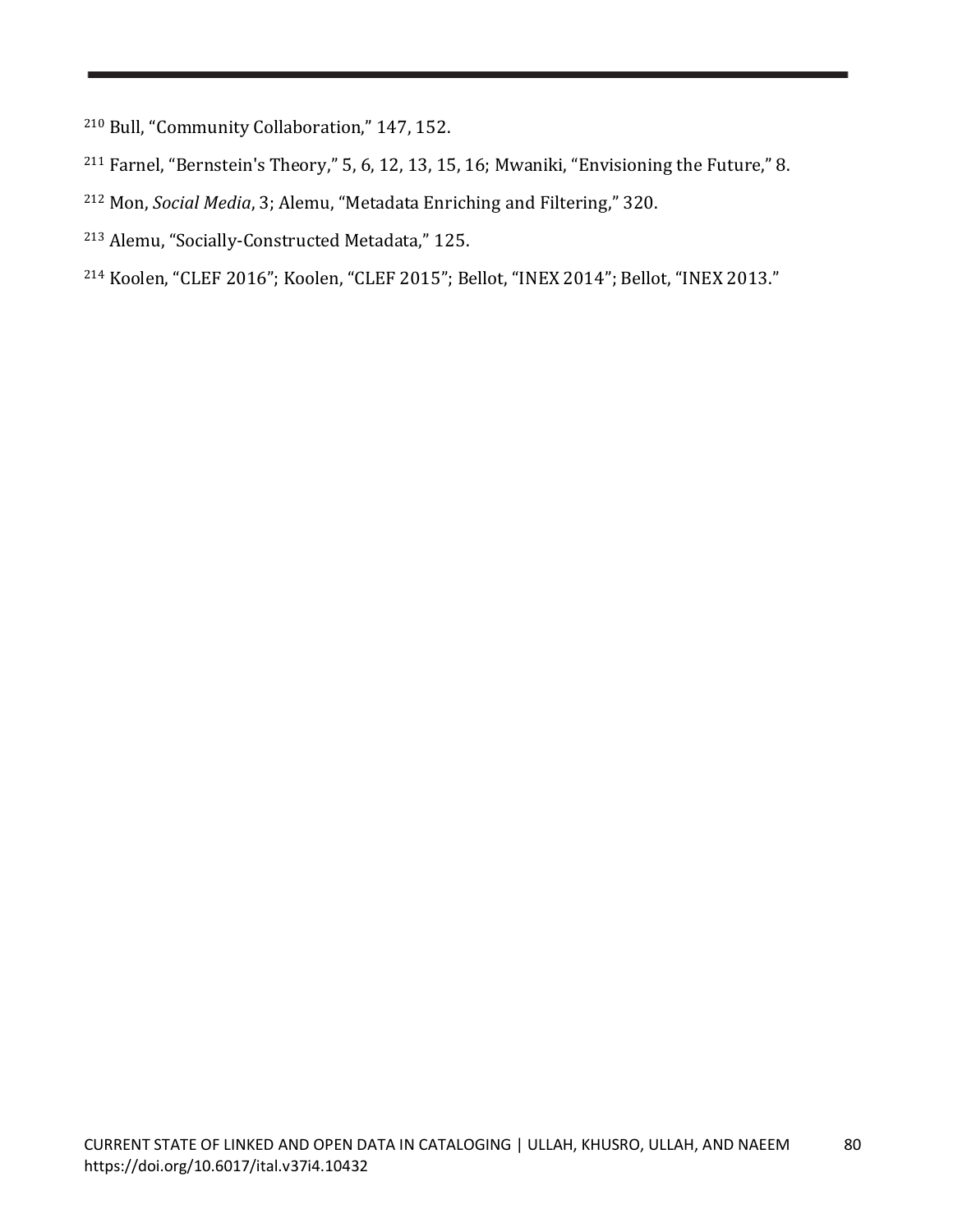[210] Bull, “Community Collaboration,” 147, 152.

[211] Farnel, “Bernstein's Theory,” 5, 6, 12, 13, 15, 16; Mwaniki, “Envisioning the Future,” 8.

[212] Mon, *Social Media*, 3; Alemu, “Metadata Enriching and Filtering,” 320.

[213] Alemu, “Socially-Constructed Metadata,” 125.

[214] Koolen, “CLEF 2016”; Koolen, “CLEF 2015”; Bellot, “INEX 2014”; Bellot, “INEX 2013.”